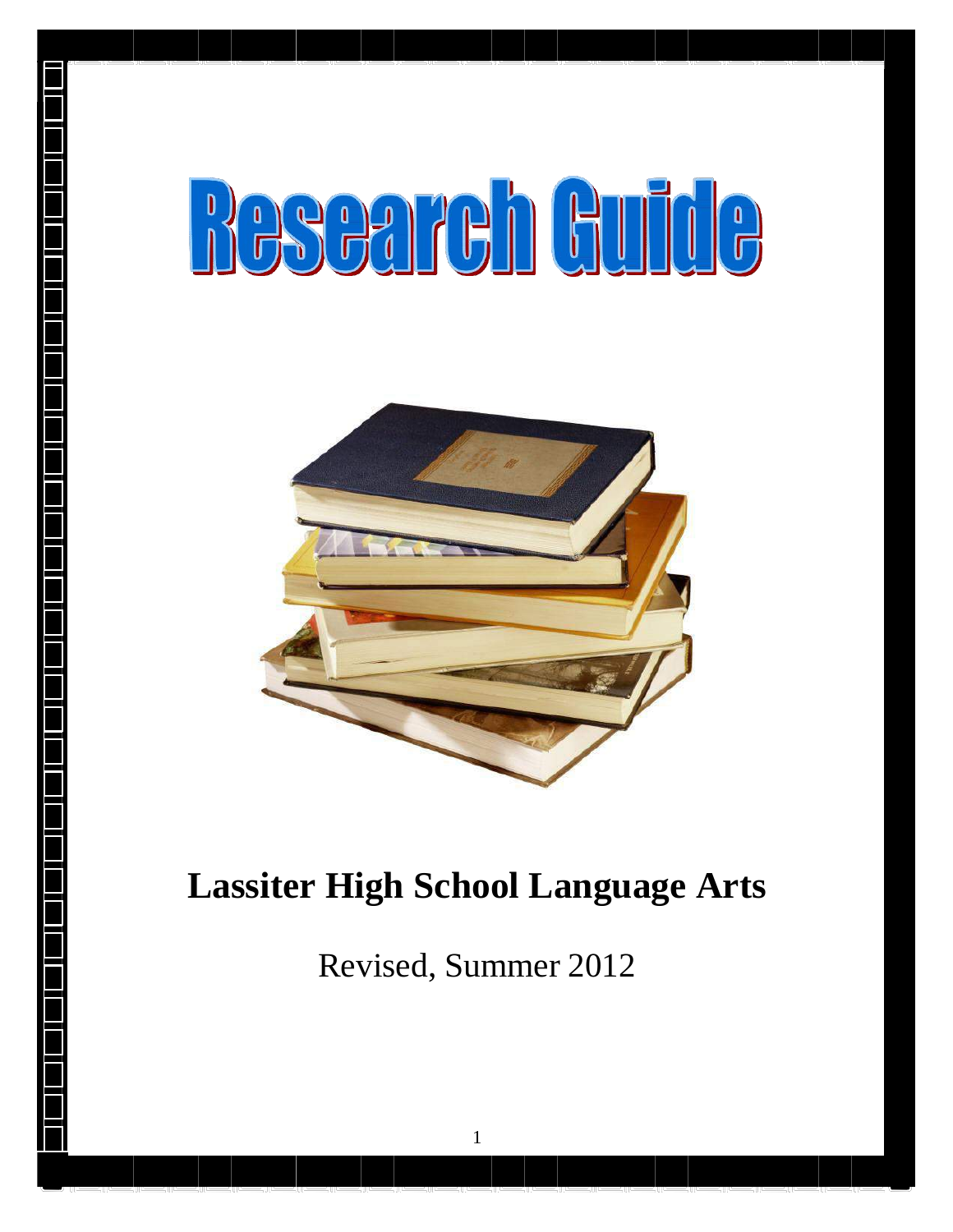# Research Guide

## Lassiter High School Language Arts

Revised, Summer 2012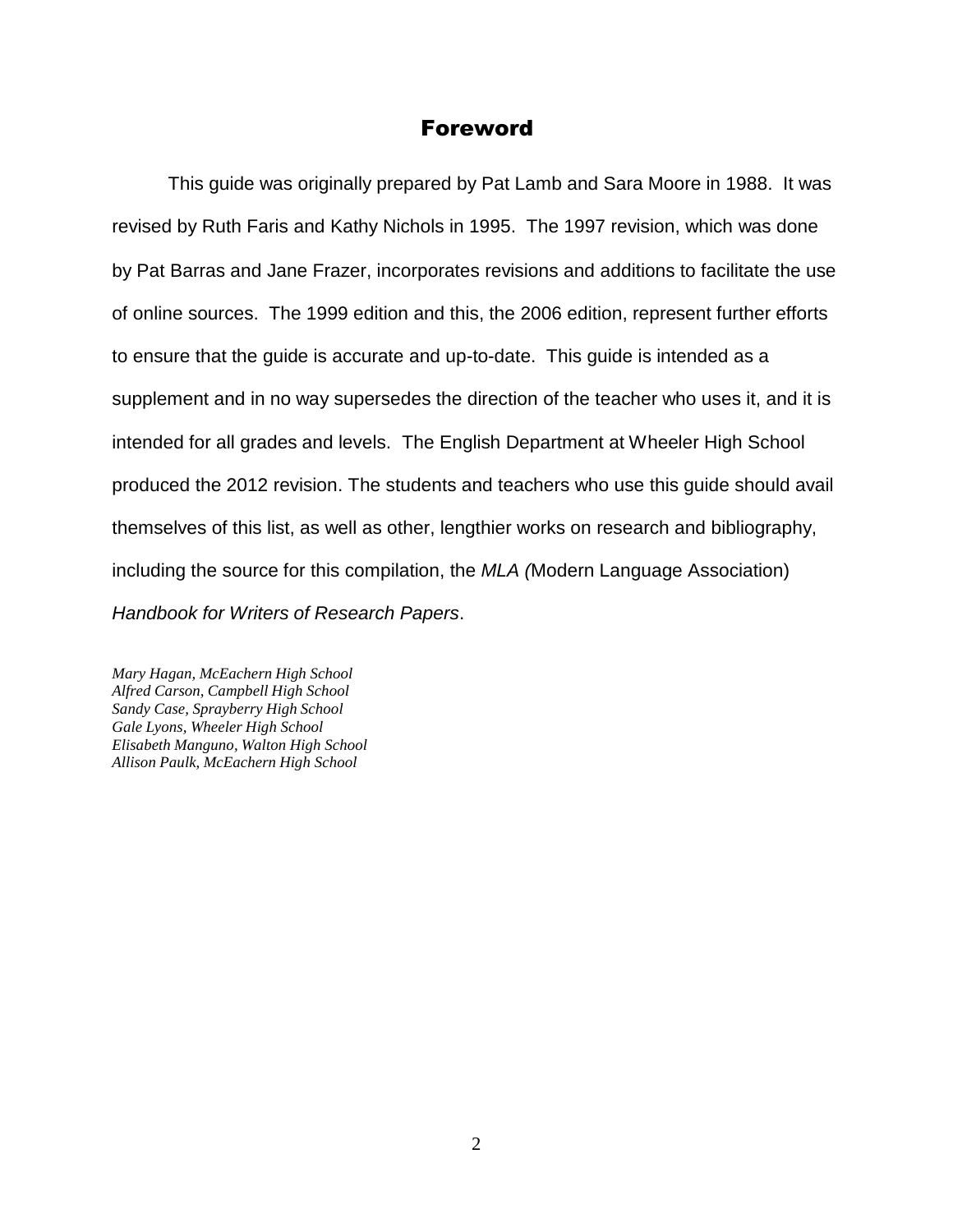# Foreword

This guide was originally prepared by Pat Lamb and Sara Moore in 1988. It was revised by Ruth Faris and Kathy Nichols in 1995. The 1997 revision, which was done by Pat Barras and Jane Frazer, incorporates revisions and additions to facilitate the use of online sources. The 1999 edition and this, the 2006 edition, represent further efforts to ensure that the guide is accurate and up-to-date. This guide is intended as a supplement and in no way supersedes the direction of the teacher who uses it, and it is intended for all grades and levels. The English Department at Wheeler High School produced the 2012 revision. The students and teachers who use this guide should avail themselves of this list, as well as other, lengthier works on research and bibliography, including the source for this compilation, the *MLA (*Modern Language Association) *Handbook for Writers of Research Papers*.

*Mary Hagan, McEachern High School*
*Alfred Carson, Campbell High School*
*Sandy Case, Sprayberry High School*
*Gale Lyons, Wheeler High School*
*Elisabeth Manguno, Walton High School*
*Allison Paulk, McEachern High School*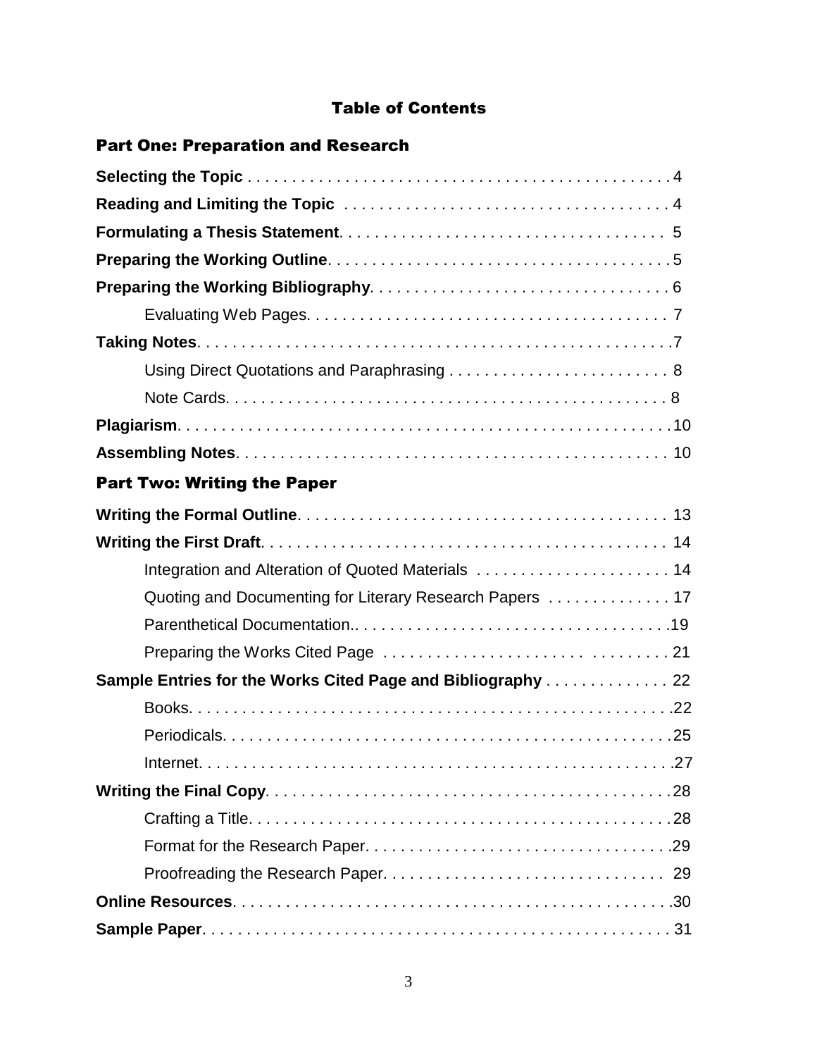# Table of Contents

## Part One: Preparation and Research

**Selecting the Topic** . . . . . . . . . . . . . . . . . . . . . . . . . . . . . . . . . . . . . . . . . . . . . . . 4

**Reading and Limiting the Topic** . . . . . . . . . . . . . . . . . . . . . . . . . . . . . . . . . . . . . 4

**Formulating a Thesis Statement**. . . . . . . . . . . . . . . . . . . . . . . . . . . . . . . . . . . . . . 5

**Preparing the Working Outline**. . . . . . . . . . . . . . . . . . . . . . . . . . . . . . . . . . . . . . . 5

**Preparing the Working Bibliography**. . . . . . . . . . . . . . . . . . . . . . . . . . . . . . . . . . 6

- Evaluating Web Pages. . . . . . . . . . . . . . . . . . . . . . . . . . . . . . . . . . . . . . . . . 7

**Taking Notes**. . . . . . . . . . . . . . . . . . . . . . . . . . . . . . . . . . . . . . . . . . . . . . . . . . . . . 7

- Using Direct Quotations and Paraphrasing . . . . . . . . . . . . . . . . . . . . . . . . . 8
- Note Cards. . . . . . . . . . . . . . . . . . . . . . . . . . . . . . . . . . . . . . . . . . . . . . . . . . 8

**Plagiarism**. . . . . . . . . . . . . . . . . . . . . . . . . . . . . . . . . . . . . . . . . . . . . . . . . . . . . . 10

**Assembling Notes**. . . . . . . . . . . . . . . . . . . . . . . . . . . . . . . . . . . . . . . . . . . . . . . . 10

## Part Two: Writing the Paper

**Writing the Formal Outline**. . . . . . . . . . . . . . . . . . . . . . . . . . . . . . . . . . . . . . . . . 13

**Writing the First Draft**. . . . . . . . . . . . . . . . . . . . . . . . . . . . . . . . . . . . . . . . . . . . . 14

- Integration and Alteration of Quoted Materials . . . . . . . . . . . . . . . . . . . . . . 14
- Quoting and Documenting for Literary Research Papers . . . . . . . . . . . . . . 17
- Parenthetical Documentation.. . . . . . . . . . . . . . . . . . . . . . . . . . . . . . . . . . . .19
- Preparing the Works Cited Page . . . . . . . . . . . . . . . . . . . . . . . . . . . . . . . . . 21

**Sample Entries for the Works Cited Page and Bibliography** . . . . . . . . . . . . . . 22

- Books. . . . . . . . . . . . . . . . . . . . . . . . . . . . . . . . . . . . . . . . . . . . . . . . . . . . . .22
- Periodicals. . . . . . . . . . . . . . . . . . . . . . . . . . . . . . . . . . . . . . . . . . . . . . . . . . .25
- Internet. . . . . . . . . . . . . . . . . . . . . . . . . . . . . . . . . . . . . . . . . . . . . . . . . . . . . .27

**Writing the Final Copy**. . . . . . . . . . . . . . . . . . . . . . . . . . . . . . . . . . . . . . . . . . . . .28

- Crafting a Title. . . . . . . . . . . . . . . . . . . . . . . . . . . . . . . . . . . . . . . . . . . . . . . .28
- Format for the Research Paper. . . . . . . . . . . . . . . . . . . . . . . . . . . . . . . . . . .29
- Proofreading the Research Paper. . . . . . . . . . . . . . . . . . . . . . . . . . . . . . . . 29

**Online Resources**. . . . . . . . . . . . . . . . . . . . . . . . . . . . . . . . . . . . . . . . . . . . . . . . .30

**Sample Paper**. . . . . . . . . . . . . . . . . . . . . . . . . . . . . . . . . . . . . . . . . . . . . . . . . . . . 31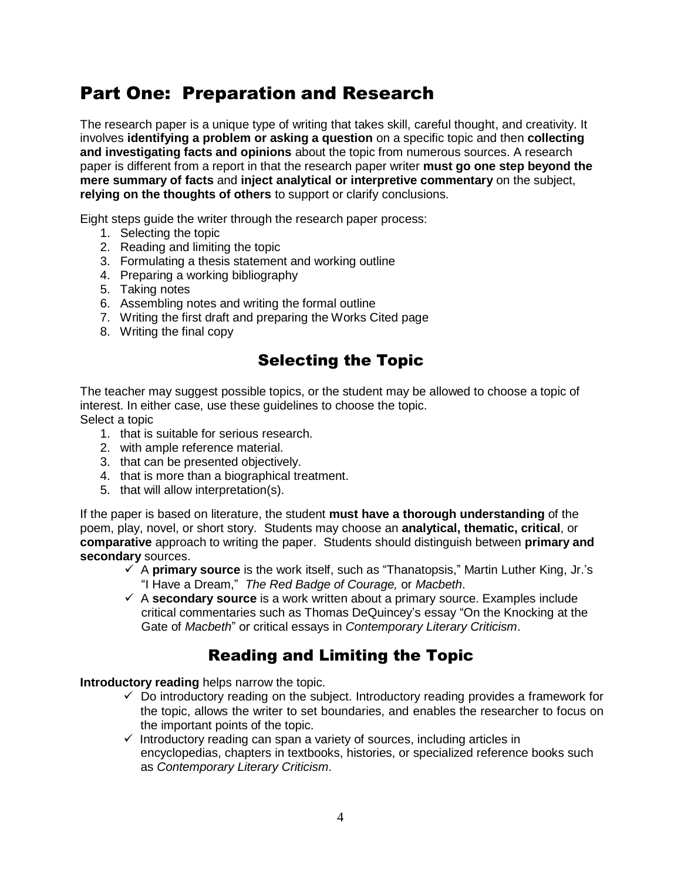# Part One: Preparation and Research

The research paper is a unique type of writing that takes skill, careful thought, and creativity. It involves **identifying a problem or asking a question** on a specific topic and then **collecting and investigating facts and opinions** about the topic from numerous sources. A research paper is different from a report in that the research paper writer **must go one step beyond the mere summary of facts** and **inject analytical or interpretive commentary** on the subject, **relying on the thoughts of others** to support or clarify conclusions.

Eight steps guide the writer through the research paper process:

1. Selecting the topic
2. Reading and limiting the topic
3. Formulating a thesis statement and working outline
4. Preparing a working bibliography
5. Taking notes
6. Assembling notes and writing the formal outline
7. Writing the first draft and preparing the Works Cited page
8. Writing the final copy

## Selecting the Topic

The teacher may suggest possible topics, or the student may be allowed to choose a topic of interest. In either case, use these guidelines to choose the topic.
Select a topic

1. that is suitable for serious research.
2. with ample reference material.
3. that can be presented objectively.
4. that is more than a biographical treatment.
5. that will allow interpretation(s).

If the paper is based on literature, the student **must have a thorough understanding** of the poem, play, novel, or short story. Students may choose an **analytical, thematic, critical**, or **comparative** approach to writing the paper. Students should distinguish between **primary and secondary** sources.

- ✓ A **primary source** is the work itself, such as "Thanatopsis," Martin Luther King, Jr.'s "I Have a Dream," *The Red Badge of Courage,* or *Macbeth*.
- ✓ A **secondary source** is a work written about a primary source. Examples include critical commentaries such as Thomas DeQuincey's essay "On the Knocking at the Gate of *Macbeth*" or critical essays in *Contemporary Literary Criticism*.

## Reading and Limiting the Topic

**Introductory reading** helps narrow the topic.

- ✓ Do introductory reading on the subject. Introductory reading provides a framework for the topic, allows the writer to set boundaries, and enables the researcher to focus on the important points of the topic.
- ✓ Introductory reading can span a variety of sources, including articles in encyclopedias, chapters in textbooks, histories, or specialized reference books such as *Contemporary Literary Criticism*.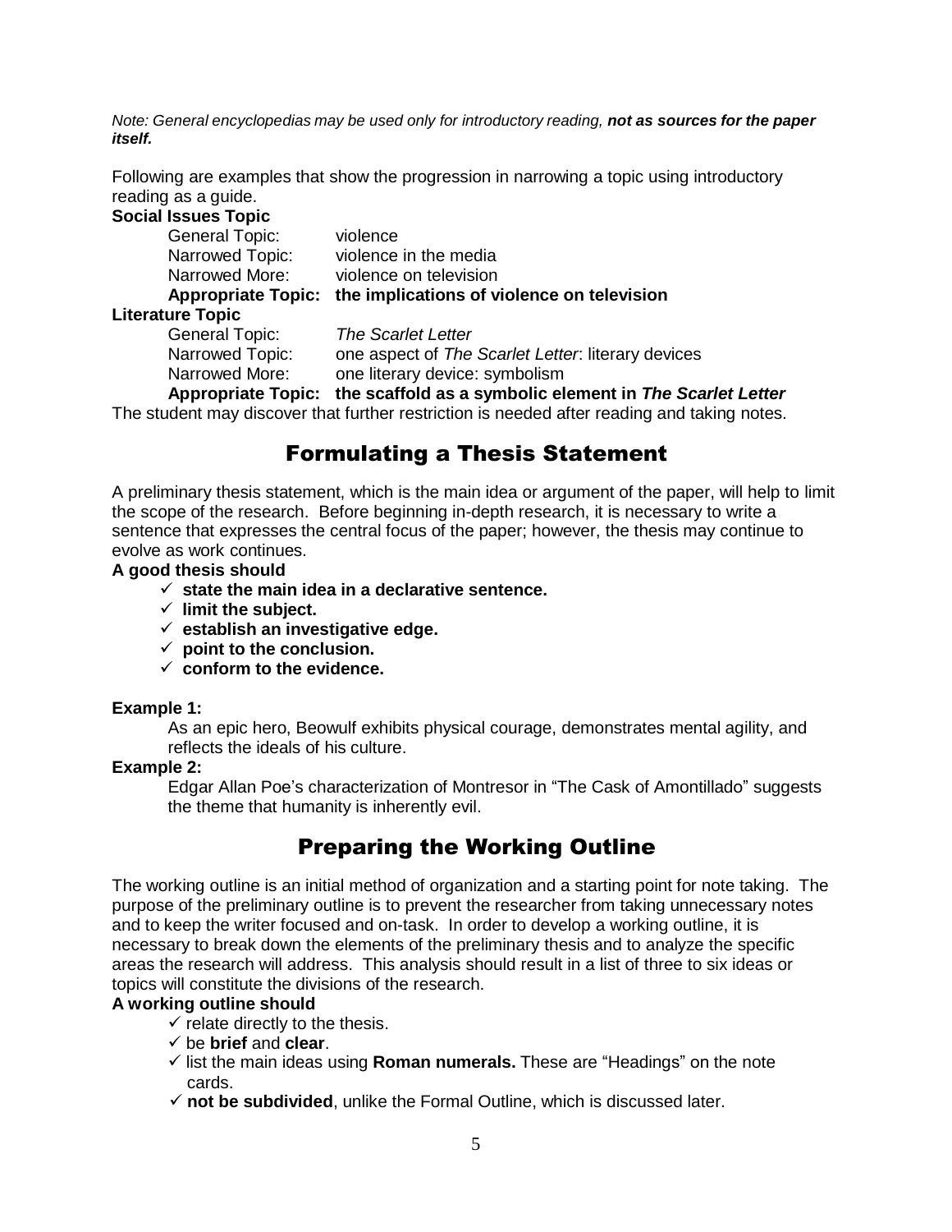*Note: General encyclopedias may be used only for introductory reading, **not as sources for the paper itself.***

Following are examples that show the progression in narrowing a topic using introductory reading as a guide.

**Social Issues Topic**

General Topic: violence
Narrowed Topic: violence in the media
Narrowed More: violence on television
**Appropriate Topic: the implications of violence on television**

**Literature Topic**

General Topic: *The Scarlet Letter*
Narrowed Topic: one aspect of *The Scarlet Letter*: literary devices
Narrowed More: one literary device: symbolism
**Appropriate Topic: the scaffold as a symbolic element in *The Scarlet Letter***

The student may discover that further restriction is needed after reading and taking notes.

## Formulating a Thesis Statement

A preliminary thesis statement, which is the main idea or argument of the paper, will help to limit the scope of the research. Before beginning in-depth research, it is necessary to write a sentence that expresses the central focus of the paper; however, the thesis may continue to evolve as work continues.

**A good thesis should**

- ✓ **state the main idea in a declarative sentence.**
- ✓ **limit the subject.**
- ✓ **establish an investigative edge.**
- ✓ **point to the conclusion.**
- ✓ **conform to the evidence.**

**Example 1:**

As an epic hero, Beowulf exhibits physical courage, demonstrates mental agility, and reflects the ideals of his culture.

**Example 2:**

Edgar Allan Poe's characterization of Montresor in "The Cask of Amontillado" suggests the theme that humanity is inherently evil.

## Preparing the Working Outline

The working outline is an initial method of organization and a starting point for note taking. The purpose of the preliminary outline is to prevent the researcher from taking unnecessary notes and to keep the writer focused and on-task. In order to develop a working outline, it is necessary to break down the elements of the preliminary thesis and to analyze the specific areas the research will address. This analysis should result in a list of three to six ideas or topics will constitute the divisions of the research.

**A working outline should**

- ✓ relate directly to the thesis.
- ✓ be **brief** and **clear**.
- ✓ list the main ideas using **Roman numerals.** These are "Headings" on the note cards.
- ✓ **not be subdivided**, unlike the Formal Outline, which is discussed later.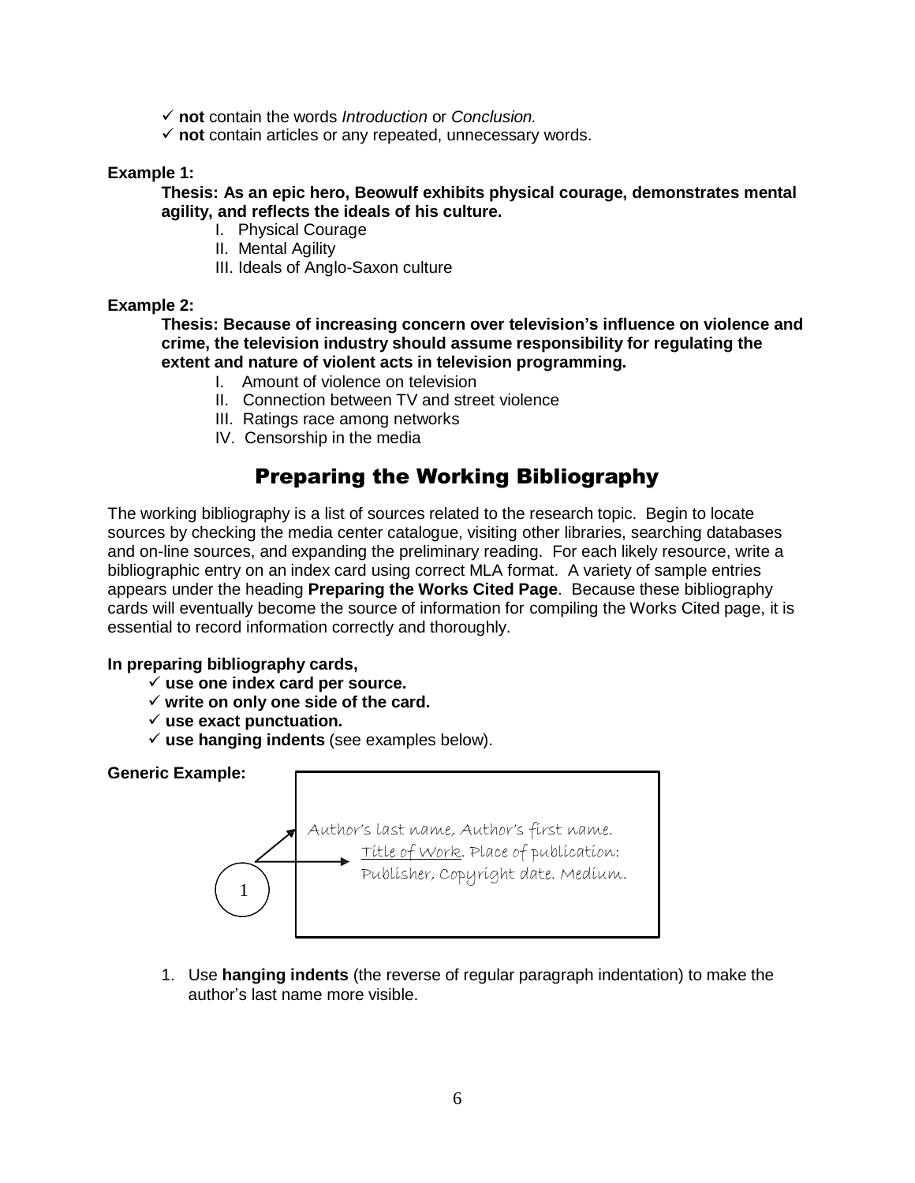- ✓ **not** contain the words *Introduction* or *Conclusion.*
- ✓ **not** contain articles or any repeated, unnecessary words.

**Example 1:**

**Thesis: As an epic hero, Beowulf exhibits physical courage, demonstrates mental agility, and reflects the ideals of his culture.**

I. Physical Courage
II. Mental Agility
III. Ideals of Anglo-Saxon culture

**Example 2:**

**Thesis: Because of increasing concern over television's influence on violence and crime, the television industry should assume responsibility for regulating the extent and nature of violent acts in television programming.**

I. Amount of violence on television
II. Connection between TV and street violence
III. Ratings race among networks
IV. Censorship in the media

## Preparing the Working Bibliography

The working bibliography is a list of sources related to the research topic. Begin to locate sources by checking the media center catalogue, visiting other libraries, searching databases and on-line sources, and expanding the preliminary reading. For each likely resource, write a bibliographic entry on an index card using correct MLA format. A variety of sample entries appears under the heading **Preparing the Works Cited Page**. Because these bibliography cards will eventually become the source of information for compiling the Works Cited page, it is essential to record information correctly and thoroughly.

**In preparing bibliography cards,**

- ✓ **use one index card per source.**
- ✓ **write on only one side of the card.**
- ✓ **use exact punctuation.**
- ✓ **use hanging indents** (see examples below).

**Generic Example:**

(1)

Author's last name, Author's first name.
    Title of Work. Place of publication:
    Publisher, Copyright date. Medium.

1. Use **hanging indents** (the reverse of regular paragraph indentation) to make the author's last name more visible.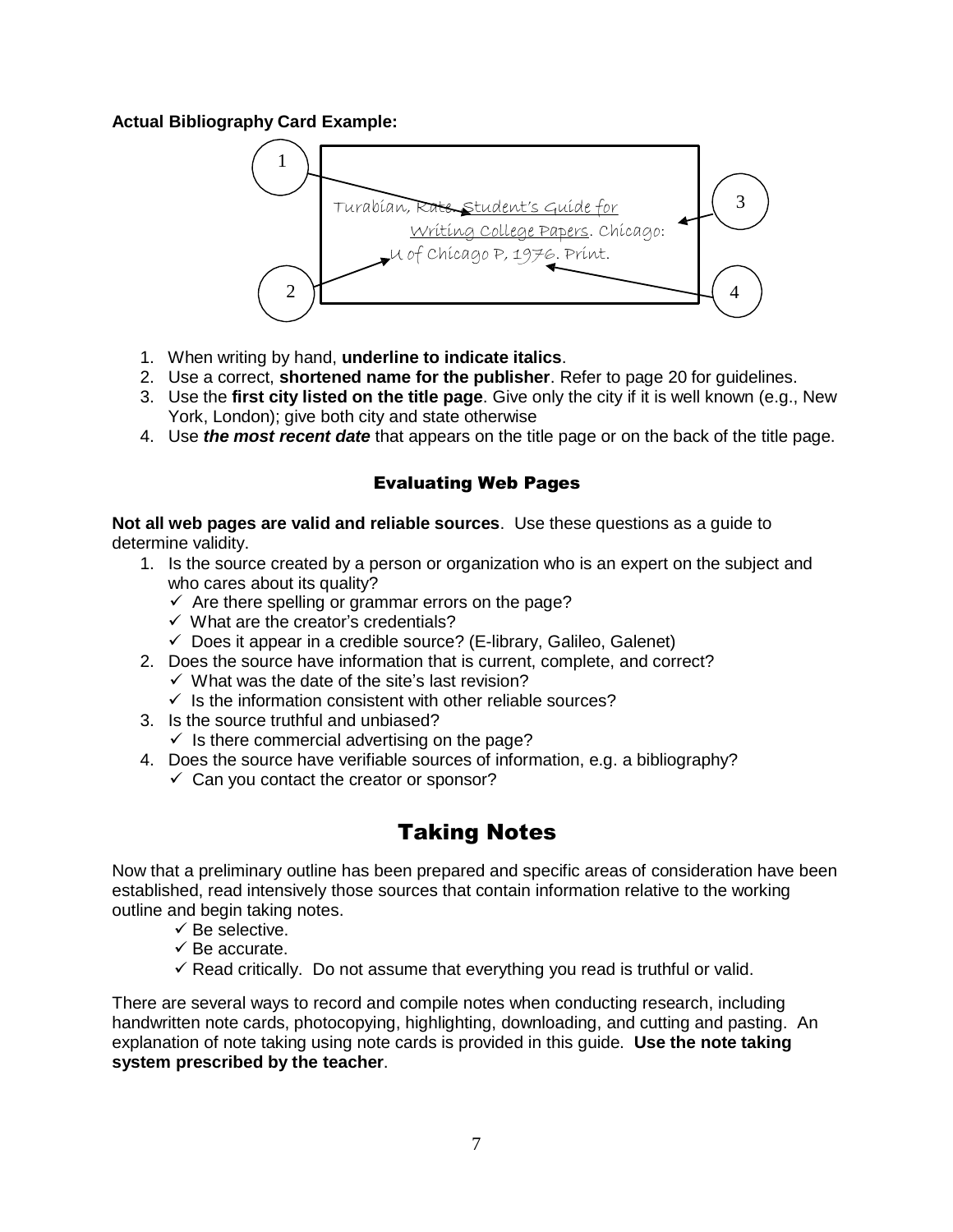**Actual Bibliography Card Example:**

Turabian, Kate. <u>Student's Guide for Writing College Papers</u>. Chicago: U of Chicago P, 1976. Print.

1. When writing by hand, **underline to indicate italics**.
2. Use a correct, **shortened name for the publisher**. Refer to page 20 for guidelines.
3. Use the **first city listed on the title page**. Give only the city if it is well known (e.g., New York, London); give both city and state otherwise
4. Use ***the most recent date*** that appears on the title page or on the back of the title page.

### Evaluating Web Pages

**Not all web pages are valid and reliable sources**. Use these questions as a guide to determine validity.

1. Is the source created by a person or organization who is an expert on the subject and who cares about its quality?
   - ✓ Are there spelling or grammar errors on the page?
   - ✓ What are the creator's credentials?
   - ✓ Does it appear in a credible source? (E-library, Galileo, Galenet)
2. Does the source have information that is current, complete, and correct?
   - ✓ What was the date of the site's last revision?
   - ✓ Is the information consistent with other reliable sources?
3. Is the source truthful and unbiased?
   - ✓ Is there commercial advertising on the page?
4. Does the source have verifiable sources of information, e.g. a bibliography?
   - ✓ Can you contact the creator or sponsor?

## Taking Notes

Now that a preliminary outline has been prepared and specific areas of consideration have been established, read intensively those sources that contain information relative to the working outline and begin taking notes.

- ✓ Be selective.
- ✓ Be accurate.
- ✓ Read critically. Do not assume that everything you read is truthful or valid.

There are several ways to record and compile notes when conducting research, including handwritten note cards, photocopying, highlighting, downloading, and cutting and pasting. An explanation of note taking using note cards is provided in this guide. **Use the note taking system prescribed by the teacher**.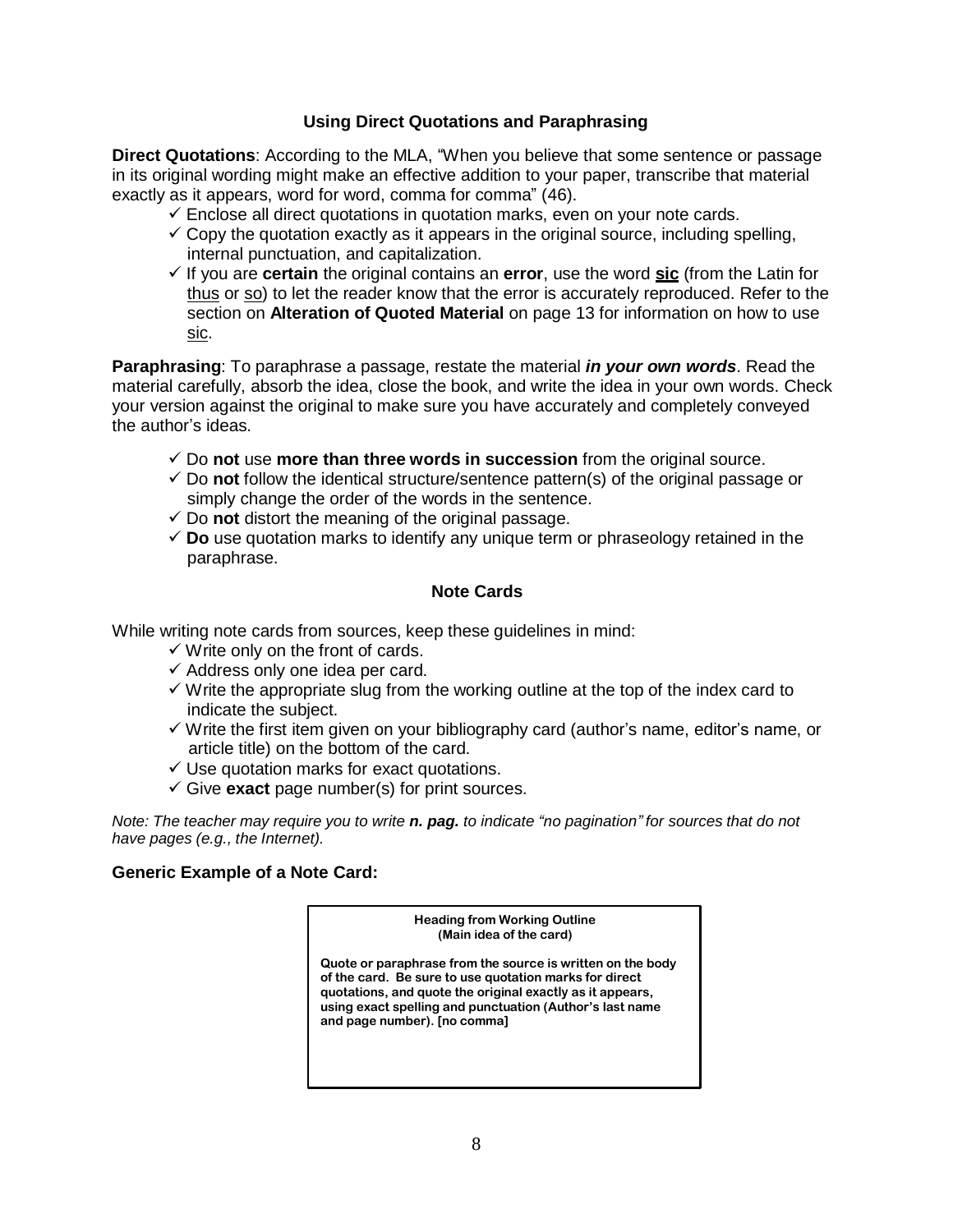## Using Direct Quotations and Paraphrasing

**Direct Quotations**: According to the MLA, "When you believe that some sentence or passage in its original wording might make an effective addition to your paper, transcribe that material exactly as it appears, word for word, comma for comma" (46).

- ✓ Enclose all direct quotations in quotation marks, even on your note cards.
- ✓ Copy the quotation exactly as it appears in the original source, including spelling, internal punctuation, and capitalization.
- ✓ If you are **certain** the original contains an **error**, use the word **sic** (from the Latin for thus or so) to let the reader know that the error is accurately reproduced. Refer to the section on **Alteration of Quoted Material** on page 13 for information on how to use sic.

**Paraphrasing**: To paraphrase a passage, restate the material ***in your own words***. Read the material carefully, absorb the idea, close the book, and write the idea in your own words. Check your version against the original to make sure you have accurately and completely conveyed the author's ideas.

- ✓ Do **not** use **more than three words in succession** from the original source.
- ✓ Do **not** follow the identical structure/sentence pattern(s) of the original passage or simply change the order of the words in the sentence.
- ✓ Do **not** distort the meaning of the original passage.
- ✓ **Do** use quotation marks to identify any unique term or phraseology retained in the paraphrase.

## Note Cards

While writing note cards from sources, keep these guidelines in mind:

- ✓ Write only on the front of cards.
- ✓ Address only one idea per card.
- ✓ Write the appropriate slug from the working outline at the top of the index card to indicate the subject.
- ✓ Write the first item given on your bibliography card (author's name, editor's name, or article title) on the bottom of the card.
- ✓ Use quotation marks for exact quotations.
- ✓ Give **exact** page number(s) for print sources.

*Note: The teacher may require you to write **n. pag.** to indicate "no pagination" for sources that do not have pages (e.g., the Internet).*

### Generic Example of a Note Card:

**Heading from Working Outline**
**(Main idea of the card)**

**Quote or paraphrase from the source is written on the body of the card. Be sure to use quotation marks for direct quotations, and quote the original exactly as it appears, using exact spelling and punctuation (Author's last name and page number). [no comma]**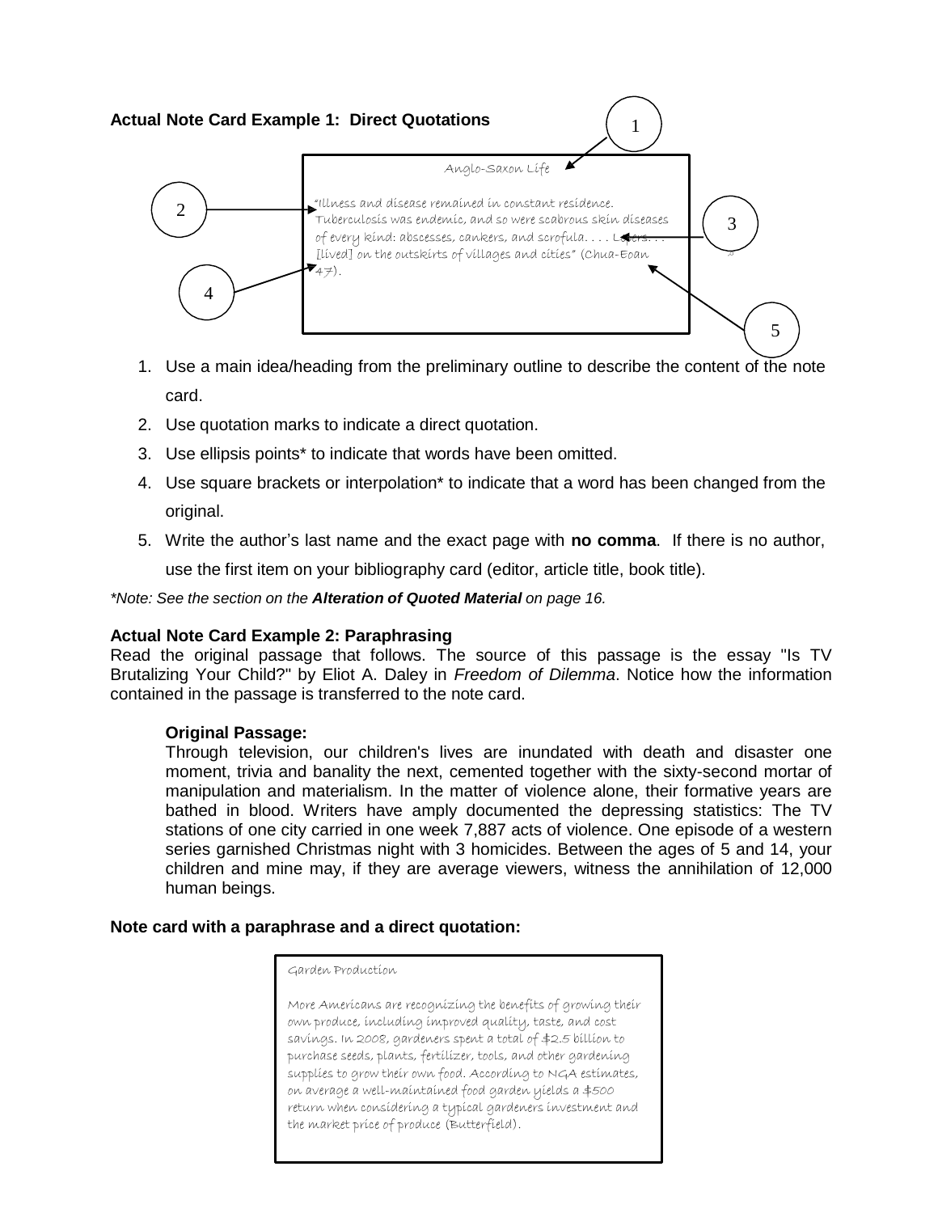**Actual Note Card Example 1: Direct Quotations**

Anglo-Saxon Life

"Illness and disease remained in constant residence. Tuberculosis was endemic, and so were scabrous skin diseases of every kind: abscesses, cankers, and scrofula. . . . Lepers. . . [lived] on the outskirts of villages and cities" (Chua-Eoan 47).

1. Use a main idea/heading from the preliminary outline to describe the content of the note card.
2. Use quotation marks to indicate a direct quotation.
3. Use ellipsis points* to indicate that words have been omitted.
4. Use square brackets or interpolation* to indicate that a word has been changed from the original.
5. Write the author's last name and the exact page with **no comma**. If there is no author, use the first item on your bibliography card (editor, article title, book title).

*\*Note: See the section on the **Alteration of Quoted Material** on page 16.*

**Actual Note Card Example 2: Paraphrasing**

Read the original passage that follows. The source of this passage is the essay "Is TV Brutalizing Your Child?" by Eliot A. Daley in *Freedom of Dilemma*. Notice how the information contained in the passage is transferred to the note card.

**Original Passage:**

Through television, our children's lives are inundated with death and disaster one moment, trivia and banality the next, cemented together with the sixty-second mortar of manipulation and materialism. In the matter of violence alone, their formative years are bathed in blood. Writers have amply documented the depressing statistics: The TV stations of one city carried in one week 7,887 acts of violence. One episode of a western series garnished Christmas night with 3 homicides. Between the ages of 5 and 14, your children and mine may, if they are average viewers, witness the annihilation of 12,000 human beings.

**Note card with a paraphrase and a direct quotation:**

Garden Production

More Americans are recognizing the benefits of growing their own produce, including improved quality, taste, and cost savings. In 2008, gardeners spent a total of $2.5 billion to purchase seeds, plants, fertilizer, tools, and other gardening supplies to grow their own food. According to NGA estimates, on average a well-maintained food garden yields a $500 return when considering a typical gardeners investment and the market price of produce (Butterfield).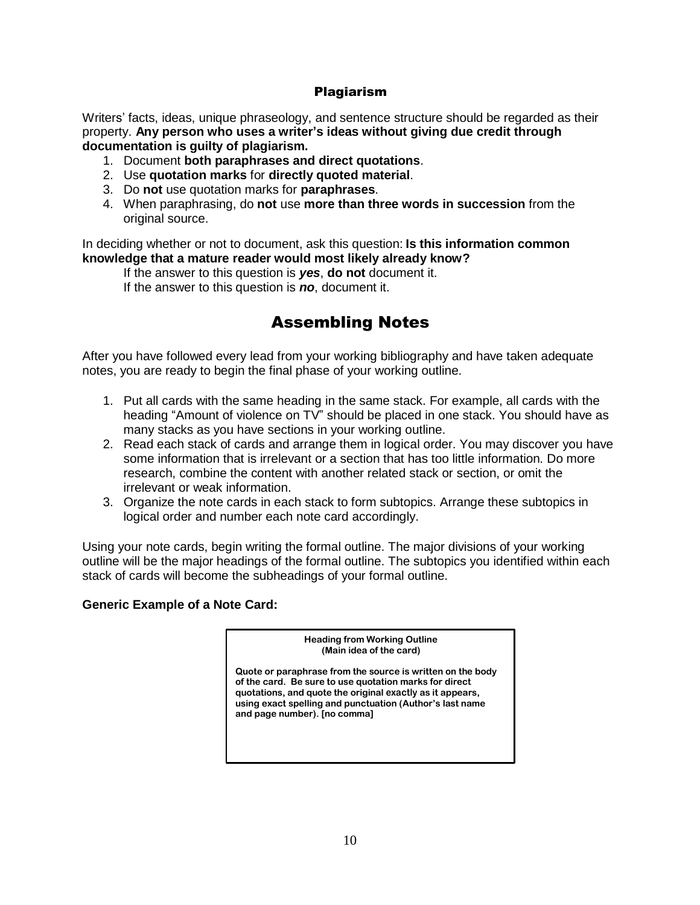## Plagiarism

Writers' facts, ideas, unique phraseology, and sentence structure should be regarded as their property. **Any person who uses a writer's ideas without giving due credit through documentation is guilty of plagiarism.**

1. Document **both paraphrases and direct quotations**.
2. Use **quotation marks** for **directly quoted material**.
3. Do **not** use quotation marks for **paraphrases**.
4. When paraphrasing, do **not** use **more than three words in succession** from the original source.

In deciding whether or not to document, ask this question: **Is this information common knowledge that a mature reader would most likely already know?**

If the answer to this question is ***yes***, **do not** document it.
If the answer to this question is ***no***, document it.

# Assembling Notes

After you have followed every lead from your working bibliography and have taken adequate notes, you are ready to begin the final phase of your working outline.

1. Put all cards with the same heading in the same stack. For example, all cards with the heading "Amount of violence on TV" should be placed in one stack. You should have as many stacks as you have sections in your working outline.
2. Read each stack of cards and arrange them in logical order. You may discover you have some information that is irrelevant or a section that has too little information. Do more research, combine the content with another related stack or section, or omit the irrelevant or weak information.
3. Organize the note cards in each stack to form subtopics. Arrange these subtopics in logical order and number each note card accordingly.

Using your note cards, begin writing the formal outline. The major divisions of your working outline will be the major headings of the formal outline. The subtopics you identified within each stack of cards will become the subheadings of your formal outline.

**Generic Example of a Note Card:**

**Heading from Working Outline**
**(Main idea of the card)**

**Quote or paraphrase from the source is written on the body of the card. Be sure to use quotation marks for direct quotations, and quote the original exactly as it appears, using exact spelling and punctuation (Author's last name and page number). [no comma]**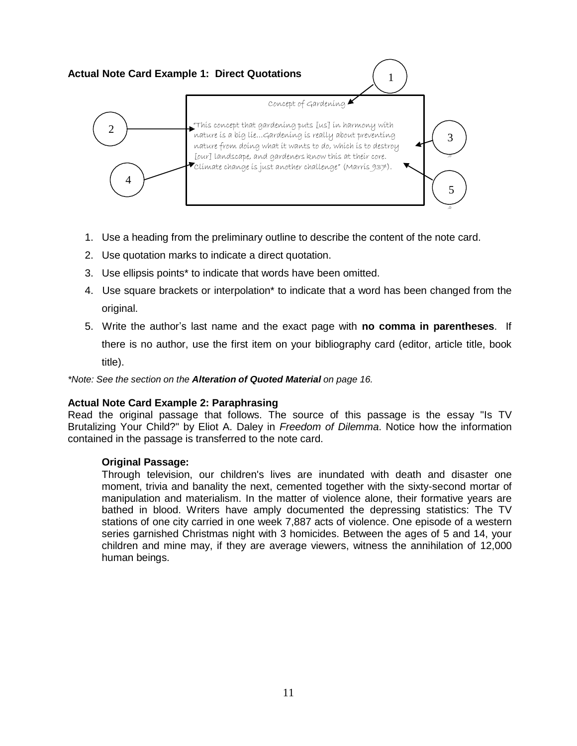**Actual Note Card Example 1: Direct Quotations**

Concept of Gardening

"This concept that gardening puts [us] in harmony with nature is a big lie...Gardening is really about preventing nature from doing what it wants to do, which is to destroy [our] landscape, and gardeners know this at their core. Climate change is just another challenge" (Marris 937).

1. Use a heading from the preliminary outline to describe the content of the note card.
2. Use quotation marks to indicate a direct quotation.
3. Use ellipsis points* to indicate that words have been omitted.
4. Use square brackets or interpolation* to indicate that a word has been changed from the original.
5. Write the author's last name and the exact page with **no comma in parentheses**. If there is no author, use the first item on your bibliography card (editor, article title, book title).

*\*Note: See the section on the **Alteration of Quoted Material** on page 16.*

**Actual Note Card Example 2: Paraphrasing**

Read the original passage that follows. The source of this passage is the essay "Is TV Brutalizing Your Child?" by Eliot A. Daley in *Freedom of Dilemma*. Notice how the information contained in the passage is transferred to the note card.

**Original Passage:**

Through television, our children's lives are inundated with death and disaster one moment, trivia and banality the next, cemented together with the sixty-second mortar of manipulation and materialism. In the matter of violence alone, their formative years are bathed in blood. Writers have amply documented the depressing statistics: The TV stations of one city carried in one week 7,887 acts of violence. One episode of a western series garnished Christmas night with 3 homicides. Between the ages of 5 and 14, your children and mine may, if they are average viewers, witness the annihilation of 12,000 human beings.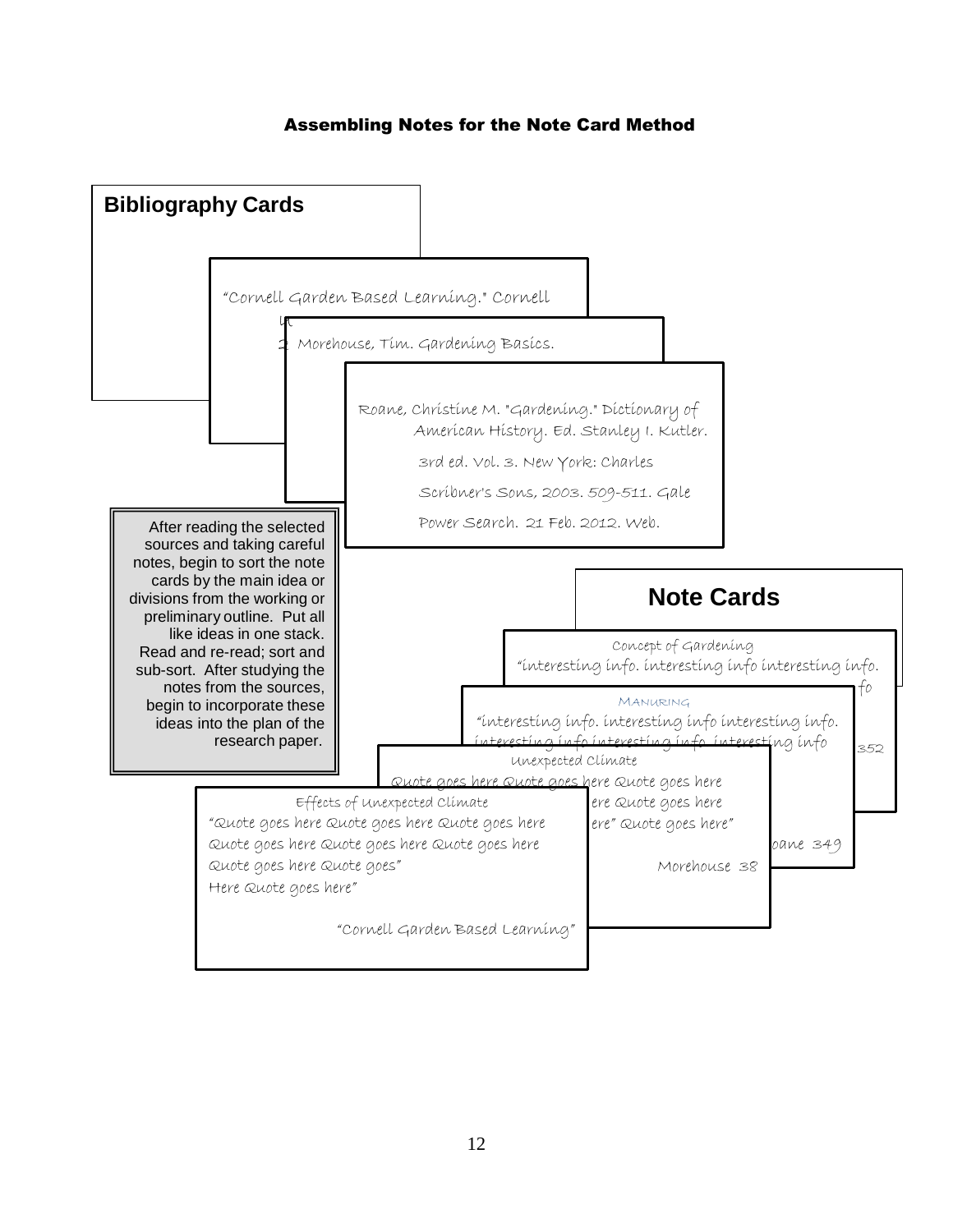## Assembling Notes for the Note Card Method

### Bibliography Cards

"Cornell Garden Based Learning." Cornell U

2 Morehouse, Tim. Gardening Basics.

Roane, Christine M. "Gardening." Dictionary of American History. Ed. Stanley I. Kutler. 3rd ed. Vol. 3. New York: Charles Scribner's Sons, 2003. 509-511. Gale Power Search. 21 Feb. 2012. Web.

After reading the selected sources and taking careful notes, begin to sort the note cards by the main idea or divisions from the working or preliminary outline. Put all like ideas in one stack. Read and re-read; sort and sub-sort. After studying the notes from the sources, begin to incorporate these ideas into the plan of the research paper.

### Note Cards

Concept of Gardening
"interesting info. interesting info interesting info. ...fo

352

MANURING
"interesting info. interesting info interesting info. interesting info interesting info. interesting info

...oane 349

Unexpected Climate
Quote goes here Quote goes here Quote goes here ...ere Quote goes here ...ere" Quote goes here"

Morehouse 38

Effects of Unexpected Climate
"Quote goes here Quote goes here Quote goes here Quote goes here Quote goes here Quote goes here Quote goes here Quote goes"
Here Quote goes here"

"Cornell Garden Based Learning"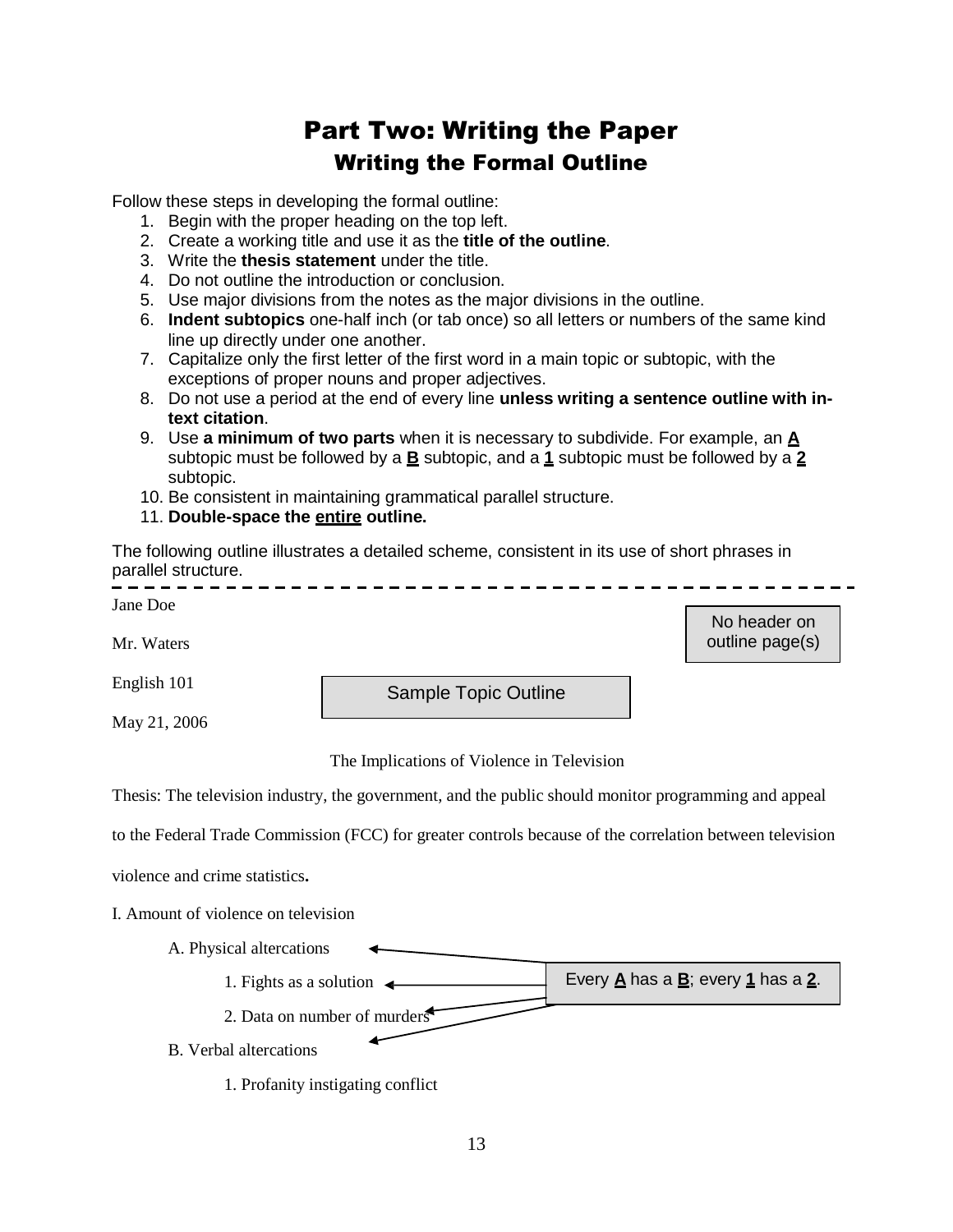# Part Two: Writing the Paper

## Writing the Formal Outline

Follow these steps in developing the formal outline:

1. Begin with the proper heading on the top left.
2. Create a working title and use it as the **title of the outline**.
3. Write the **thesis statement** under the title.
4. Do not outline the introduction or conclusion.
5. Use major divisions from the notes as the major divisions in the outline.
6. **Indent subtopics** one-half inch (or tab once) so all letters or numbers of the same kind line up directly under one another.
7. Capitalize only the first letter of the first word in a main topic or subtopic, with the exceptions of proper nouns and proper adjectives.
8. Do not use a period at the end of every line **unless writing a sentence outline with in-text citation**.
9. Use **a minimum of two parts** when it is necessary to subdivide. For example, an **A** subtopic must be followed by a **B** subtopic, and a **1** subtopic must be followed by a **2** subtopic.
10. Be consistent in maintaining grammatical parallel structure.
11. **Double-space the entire outline.**

The following outline illustrates a detailed scheme, consistent in its use of short phrases in parallel structure.

---

Jane Doe

Mr. Waters

English 101

May 21, 2006

> No header on outline page(s)

> Sample Topic Outline

The Implications of Violence in Television

Thesis: The television industry, the government, and the public should monitor programming and appeal to the Federal Trade Commission (FCC) for greater controls because of the correlation between television violence and crime statistics**.**

I. Amount of violence on television

    A. Physical altercations

        1. Fights as a solution

        2. Data on number of murders

    B. Verbal altercations

        1. Profanity instigating conflict

> Every **A** has a **B**; every **1** has a **2**.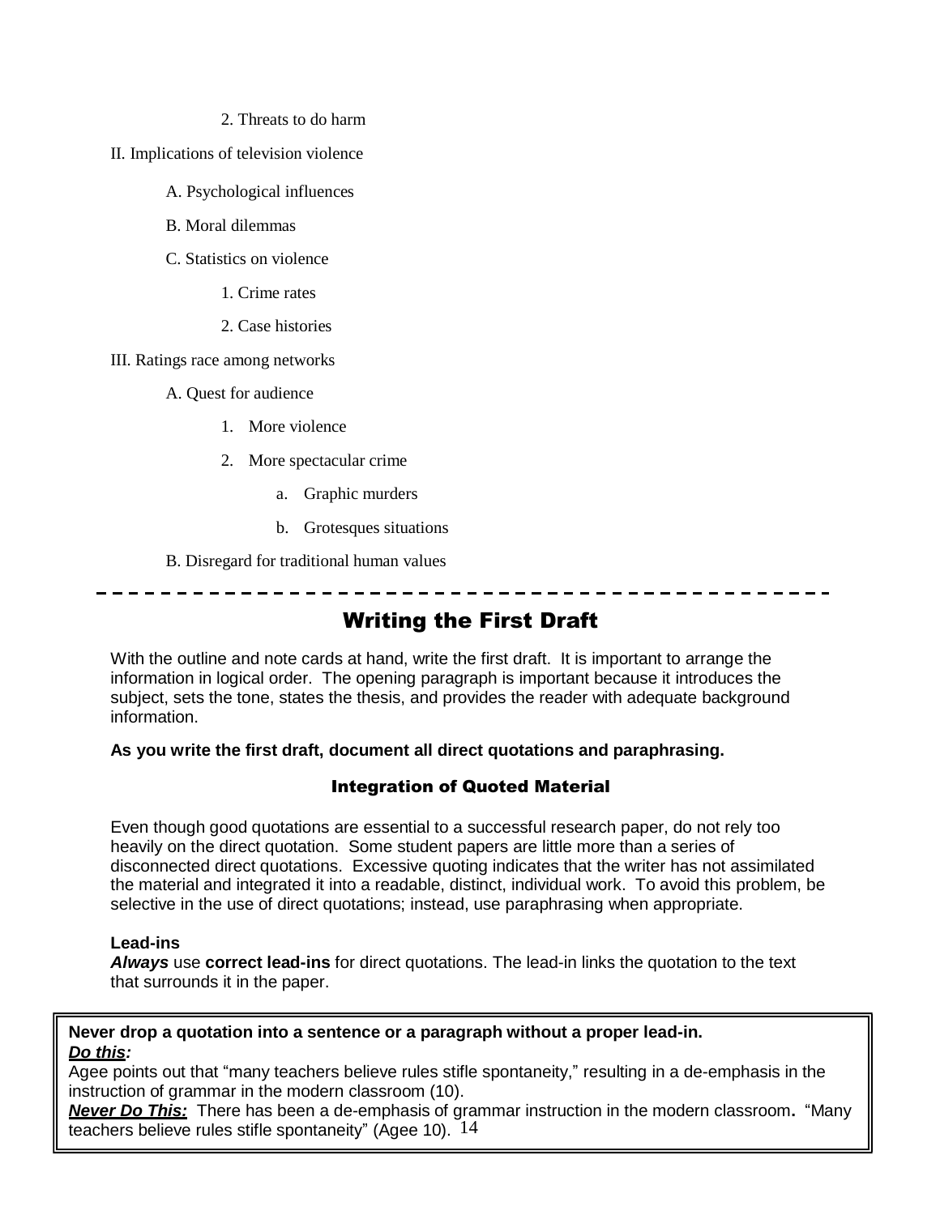2. Threats to do harm

II. Implications of television violence

A. Psychological influences

B. Moral dilemmas

C. Statistics on violence

1. Crime rates

2. Case histories

III. Ratings race among networks

A. Quest for audience

1. More violence

2. More spectacular crime

a. Graphic murders

b. Grotesques situations

B. Disregard for traditional human values

---

## Writing the First Draft

With the outline and note cards at hand, write the first draft. It is important to arrange the information in logical order. The opening paragraph is important because it introduces the subject, sets the tone, states the thesis, and provides the reader with adequate background information.

**As you write the first draft, document all direct quotations and paraphrasing.**

### Integration of Quoted Material

Even though good quotations are essential to a successful research paper, do not rely too heavily on the direct quotation. Some student papers are little more than a series of disconnected direct quotations. Excessive quoting indicates that the writer has not assimilated the material and integrated it into a readable, distinct, individual work. To avoid this problem, be selective in the use of direct quotations; instead, use paraphrasing when appropriate.

**Lead-ins**
***Always*** use **correct lead-ins** for direct quotations. The lead-in links the quotation to the text that surrounds it in the paper.

**Never drop a quotation into a sentence or a paragraph without a proper lead-in.**
***Do this:***
Agee points out that "many teachers believe rules stifle spontaneity," resulting in a de-emphasis in the instruction of grammar in the modern classroom (10).
***Never Do This:*** There has been a de-emphasis of grammar instruction in the modern classroom**.** "Many teachers believe rules stifle spontaneity" (Agee 10).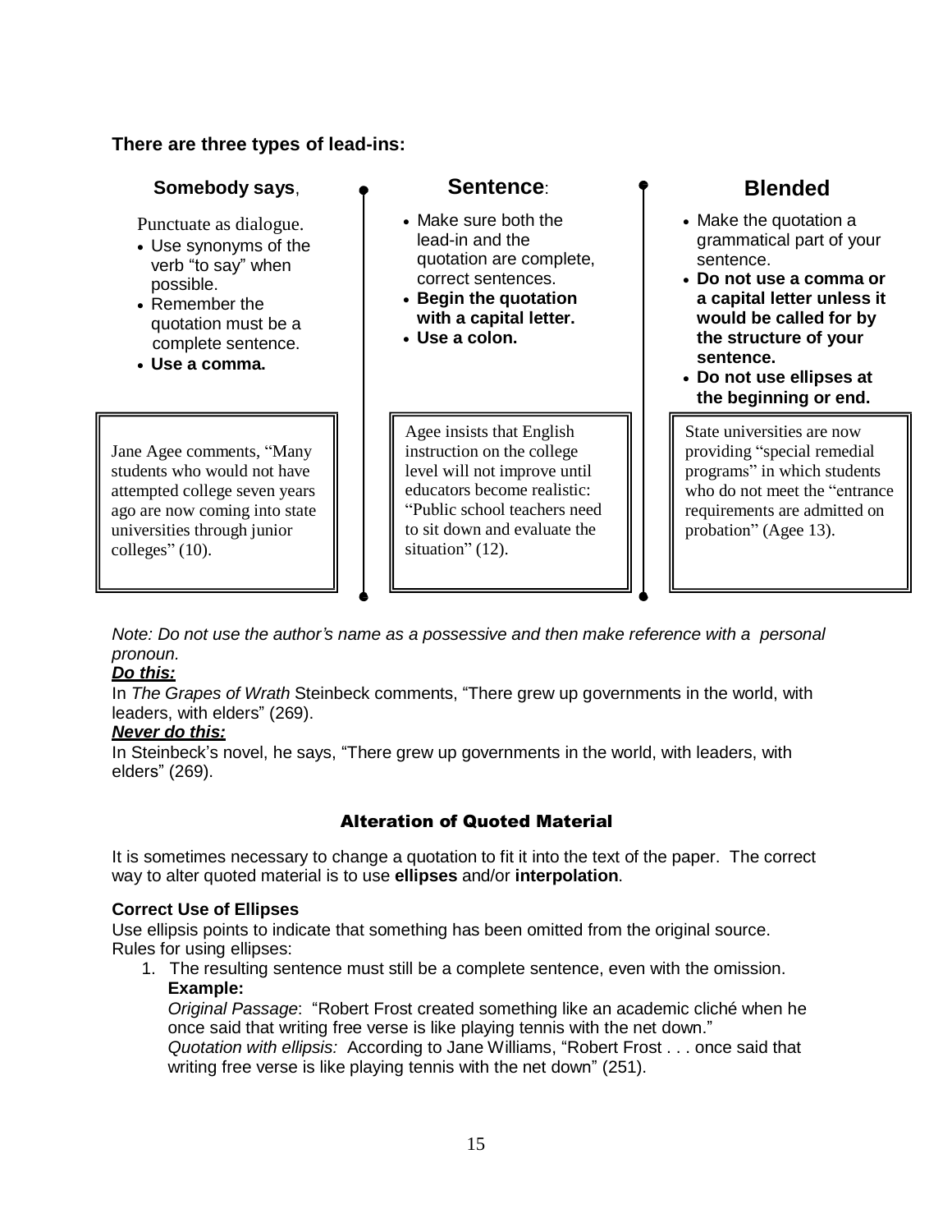**There are three types of lead-ins:**

| **Somebody says**, | **Sentence**: | **Blended** |
|---|---|---|
| Punctuate as dialogue.<br>• Use synonyms of the verb "to say" when possible.<br>• Remember the quotation must be a complete sentence.<br>• **Use a comma.** | • Make sure both the lead-in and the quotation are complete, correct sentences.<br>• **Begin the quotation with a capital letter.**<br>• **Use a colon.** | • Make the quotation a grammatical part of your sentence.<br>• **Do not use a comma or a capital letter unless it would be called for by the structure of your sentence.**<br>• **Do not use ellipses at the beginning or end.** |
| Jane Agee comments, "Many students who would not have attempted college seven years ago are now coming into state universities through junior colleges" (10). | Agee insists that English instruction on the college level will not improve until educators become realistic: "Public school teachers need to sit down and evaluate the situation" (12). | State universities are now providing "special remedial programs" in which students who do not meet the "entrance requirements are admitted on probation" (Agee 13). |

*Note: Do not use the author's name as a possessive and then make reference with a personal pronoun.*

***Do this:***

In *The Grapes of Wrath* Steinbeck comments, "There grew up governments in the world, with leaders, with elders" (269).

***Never do this:***

In Steinbeck's novel, he says, "There grew up governments in the world, with leaders, with elders" (269).

## Alteration of Quoted Material

It is sometimes necessary to change a quotation to fit it into the text of the paper. The correct way to alter quoted material is to use **ellipses** and/or **interpolation**.

**Correct Use of Ellipses**

Use ellipsis points to indicate that something has been omitted from the original source. Rules for using ellipses:

1. The resulting sentence must still be a complete sentence, even with the omission.
   **Example:**
   *Original Passage*: "Robert Frost created something like an academic cliché when he once said that writing free verse is like playing tennis with the net down."
   *Quotation with ellipsis:* According to Jane Williams, "Robert Frost . . . once said that writing free verse is like playing tennis with the net down" (251).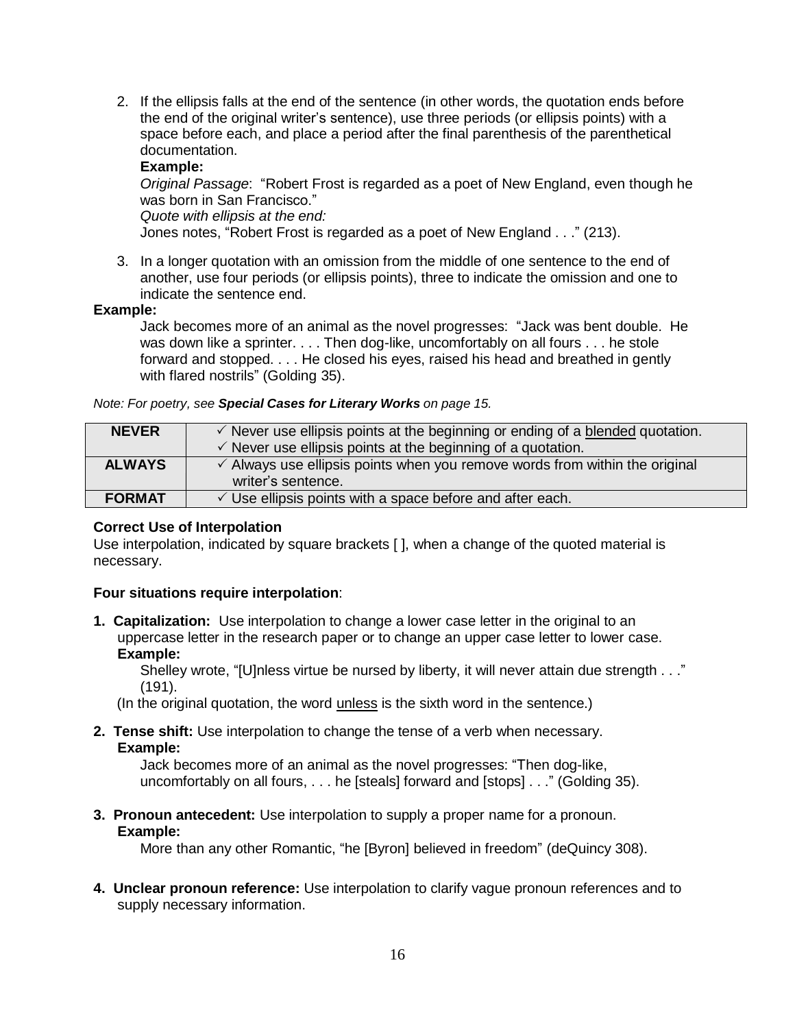2. If the ellipsis falls at the end of the sentence (in other words, the quotation ends before the end of the original writer's sentence), use three periods (or ellipsis points) with a space before each, and place a period after the final parenthesis of the parenthetical documentation.

   **Example:**

   *Original Passage*: "Robert Frost is regarded as a poet of New England, even though he was born in San Francisco."

   *Quote with ellipsis at the end:*

   Jones notes, "Robert Frost is regarded as a poet of New England . . ." (213).

3. In a longer quotation with an omission from the middle of one sentence to the end of another, use four periods (or ellipsis points), three to indicate the omission and one to indicate the sentence end.

**Example:**

Jack becomes more of an animal as the novel progresses: "Jack was bent double. He was down like a sprinter. . . . Then dog-like, uncomfortably on all fours . . . he stole forward and stopped. . . . He closed his eyes, raised his head and breathed in gently with flared nostrils" (Golding 35).

*Note: For poetry, see **Special Cases for Literary Works** on page 15.*

| | |
|---|---|
| **NEVER** | ✓ Never use ellipsis points at the beginning or ending of a <u>blended</u> quotation.<br>✓ Never use ellipsis points at the beginning of a quotation. |
| **ALWAYS** | ✓ Always use ellipsis points when you remove words from within the original writer's sentence. |
| **FORMAT** | ✓ Use ellipsis points with a space before and after each. |

**Correct Use of Interpolation**

Use interpolation, indicated by square brackets [ ], when a change of the quoted material is necessary.

**Four situations require interpolation**:

**1. Capitalization:** Use interpolation to change a lower case letter in the original to an uppercase letter in the research paper or to change an upper case letter to lower case.

**Example:**

Shelley wrote, "[U]nless virtue be nursed by liberty, it will never attain due strength . . ." (191).

(In the original quotation, the word <u>unless</u> is the sixth word in the sentence.)

**2. Tense shift:** Use interpolation to change the tense of a verb when necessary.

**Example:**

Jack becomes more of an animal as the novel progresses: "Then dog-like, uncomfortably on all fours, . . . he [steals] forward and [stops] . . ." (Golding 35).

**3. Pronoun antecedent:** Use interpolation to supply a proper name for a pronoun.

**Example:**

More than any other Romantic, "he [Byron] believed in freedom" (deQuincy 308).

**4. Unclear pronoun reference:** Use interpolation to clarify vague pronoun references and to supply necessary information.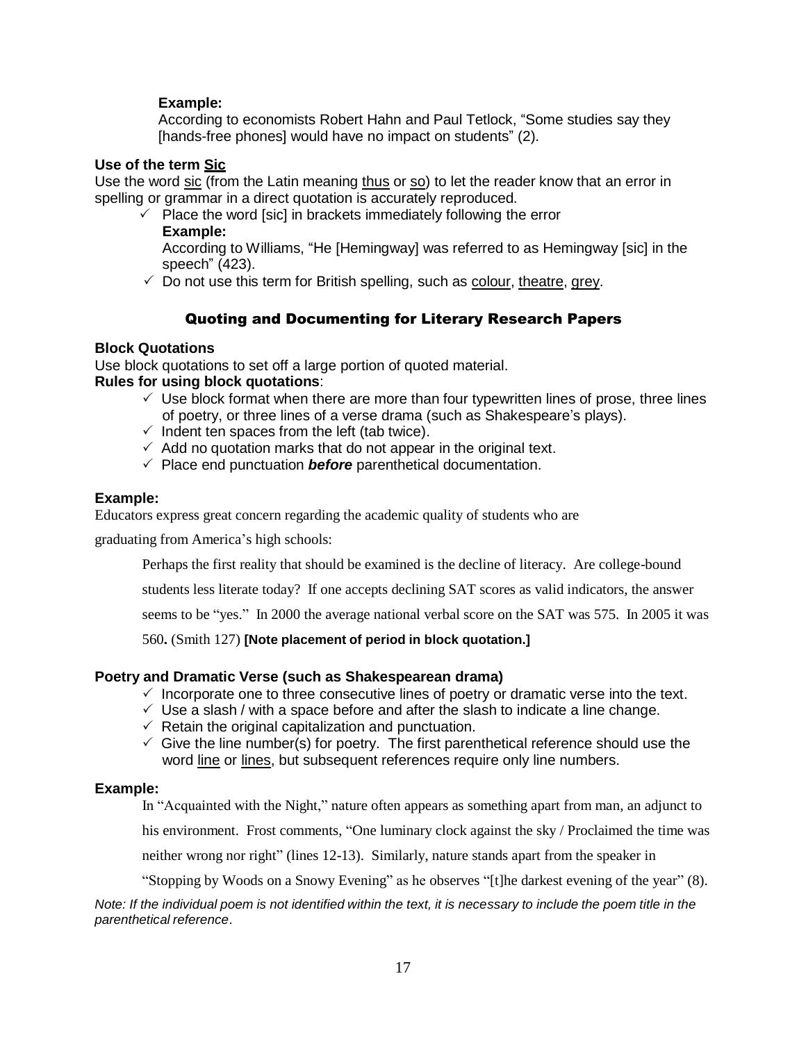**Example:**

According to economists Robert Hahn and Paul Tetlock, "Some studies say they [hands-free phones] would have no impact on students" (2).

**Use of the term Sic**

Use the word sic (from the Latin meaning thus or so) to let the reader know that an error in spelling or grammar in a direct quotation is accurately reproduced.

- ✓ Place the word [sic] in brackets immediately following the error

  **Example:**

  According to Williams, "He [Hemingway] was referred to as Hemingway [sic] in the speech" (423).
- ✓ Do not use this term for British spelling, such as colour, theatre, grey.

## Quoting and Documenting for Literary Research Papers

**Block Quotations**

Use block quotations to set off a large portion of quoted material.

**Rules for using block quotations**:

- ✓ Use block format when there are more than four typewritten lines of prose, three lines of poetry, or three lines of a verse drama (such as Shakespeare's plays).
- ✓ Indent ten spaces from the left (tab twice).
- ✓ Add no quotation marks that do not appear in the original text.
- ✓ Place end punctuation ***before*** parenthetical documentation.

**Example:**

Educators express great concern regarding the academic quality of students who are graduating from America's high schools:

> Perhaps the first reality that should be examined is the decline of literacy. Are college-bound students less literate today? If one accepts declining SAT scores as valid indicators, the answer seems to be "yes." In 2000 the average national verbal score on the SAT was 575. In 2005 it was 560**.** (Smith 127) **[Note placement of period in block quotation.]**

**Poetry and Dramatic Verse (such as Shakespearean drama)**

- ✓ Incorporate one to three consecutive lines of poetry or dramatic verse into the text.
- ✓ Use a slash / with a space before and after the slash to indicate a line change.
- ✓ Retain the original capitalization and punctuation.
- ✓ Give the line number(s) for poetry. The first parenthetical reference should use the word line or lines, but subsequent references require only line numbers.

**Example:**

In "Acquainted with the Night," nature often appears as something apart from man, an adjunct to his environment. Frost comments, "One luminary clock against the sky / Proclaimed the time was neither wrong nor right" (lines 12-13). Similarly, nature stands apart from the speaker in "Stopping by Woods on a Snowy Evening" as he observes "[t]he darkest evening of the year" (8).

*Note: If the individual poem is not identified within the text, it is necessary to include the poem title in the parenthetical reference*.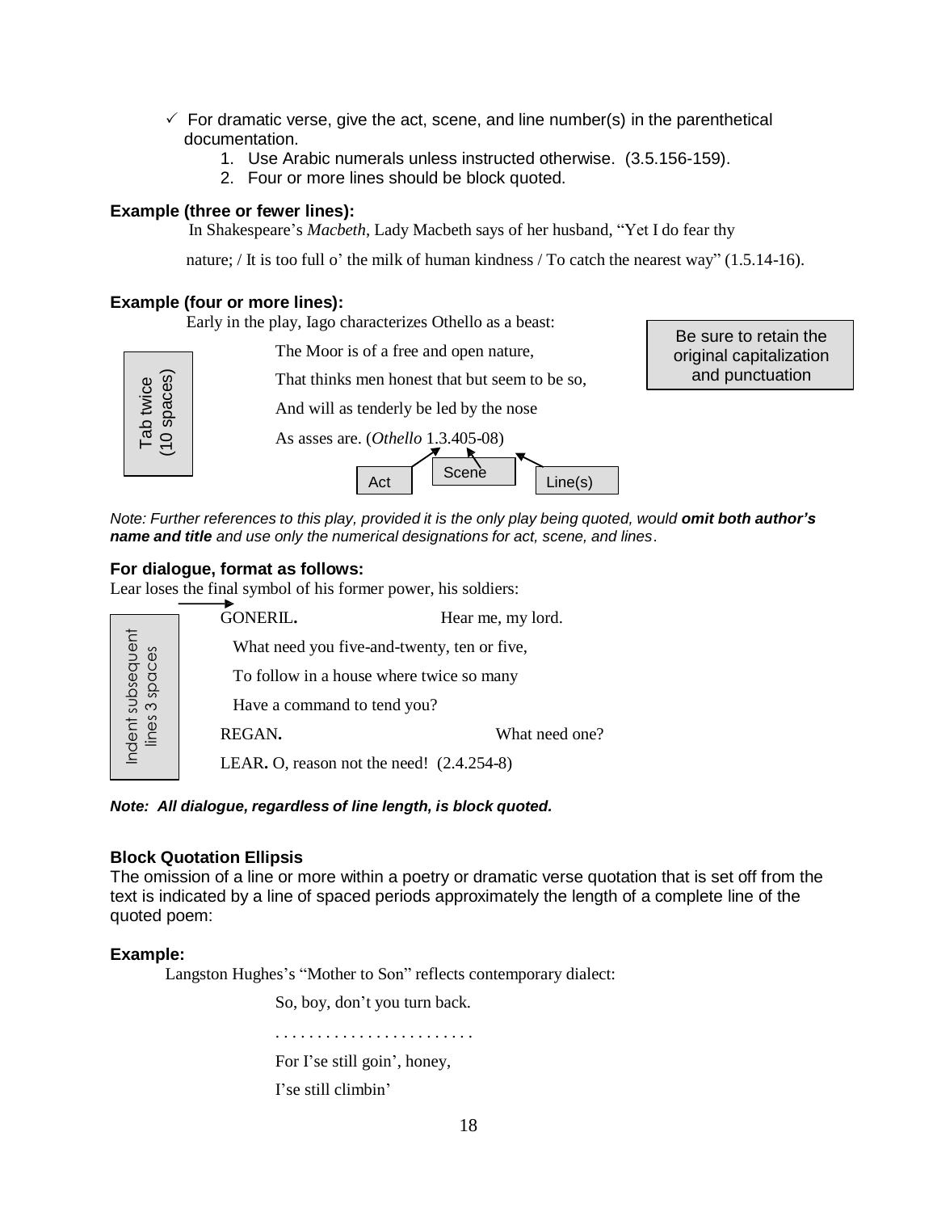- ✓ For dramatic verse, give the act, scene, and line number(s) in the parenthetical documentation.
    1. Use Arabic numerals unless instructed otherwise. (3.5.156-159).
    2. Four or more lines should be block quoted.

**Example (three or fewer lines):**

In Shakespeare's *Macbeth*, Lady Macbeth says of her husband, "Yet I do fear thy nature; / It is too full o' the milk of human kindness / To catch the nearest way" (1.5.14-16).

**Example (four or more lines):**

Early in the play, Iago characterizes Othello as a beast:

> The Moor is of a free and open nature,
>
> That thinks men honest that but seem to be so,
>
> And will as tenderly be led by the nose
>
> As asses are. (*Othello* 1.3.405-08)

Tab twice (10 spaces)

Be sure to retain the original capitalization and punctuation

Act — Scene — Line(s)

*Note: Further references to this play, provided it is the only play being quoted, would **omit both author's name and title** and use only the numerical designations for act, scene, and lines.*

**For dialogue, format as follows:**

Lear loses the final symbol of his former power, his soldiers:

> GONERIL. Hear me, my lord.
>
> What need you five-and-twenty, ten or five,
>
> To follow in a house where twice so many
>
> Have a command to tend you?
>
> REGAN. What need one?
>
> LEAR. O, reason not the need! (2.4.254-8)

Indent subsequent lines 3 spaces

***Note: All dialogue, regardless of line length, is block quoted.***

**Block Quotation Ellipsis**

The omission of a line or more within a poetry or dramatic verse quotation that is set off from the text is indicated by a line of spaced periods approximately the length of a complete line of the quoted poem:

**Example:**

Langston Hughes's "Mother to Son" reflects contemporary dialect:

> So, boy, don't you turn back.
>
> . . . . . . . . . . . . . . . . . . . . . . .
>
> For I'se still goin', honey,
>
> I'se still climbin'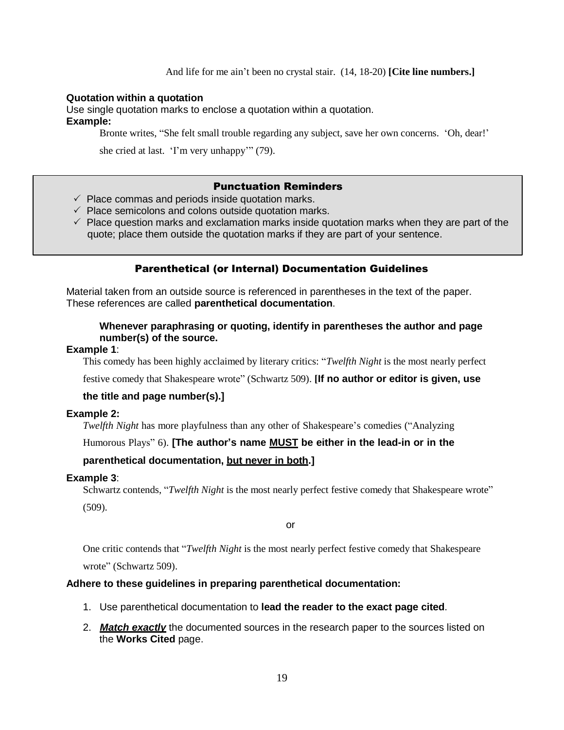And life for me ain't been no crystal stair. (14, 18-20) **[Cite line numbers.]**

**Quotation within a quotation**

Use single quotation marks to enclose a quotation within a quotation.

**Example:**

> Bronte writes, "She felt small trouble regarding any subject, save her own concerns. 'Oh, dear!' she cried at last. 'I'm very unhappy'" (79).

### Punctuation Reminders

- ✓ Place commas and periods inside quotation marks.
- ✓ Place semicolons and colons outside quotation marks.
- ✓ Place question marks and exclamation marks inside quotation marks when they are part of the quote; place them outside the quotation marks if they are part of your sentence.

## Parenthetical (or Internal) Documentation Guidelines

Material taken from an outside source is referenced in parentheses in the text of the paper. These references are called **parenthetical documentation**.

> **Whenever paraphrasing or quoting, identify in parentheses the author and page number(s) of the source.**

**Example 1**:

> This comedy has been highly acclaimed by literary critics: "*Twelfth Night* is the most nearly perfect festive comedy that Shakespeare wrote" (Schwartz 509). **[If no author or editor is given, use the title and page number(s).]**

**Example 2:**

> *Twelfth Night* has more playfulness than any other of Shakespeare's comedies ("Analyzing Humorous Plays" 6). **[The author's name MUST be either in the lead-in or in the parenthetical documentation, but never in both.]**

**Example 3**:

> Schwartz contends, "*Twelfth Night* is the most nearly perfect festive comedy that Shakespeare wrote" (509).

or

> One critic contends that "*Twelfth Night* is the most nearly perfect festive comedy that Shakespeare wrote" (Schwartz 509).

**Adhere to these guidelines in preparing parenthetical documentation:**

1. Use parenthetical documentation to **lead the reader to the exact page cited**.
2. ***Match exactly*** the documented sources in the research paper to the sources listed on the **Works Cited** page.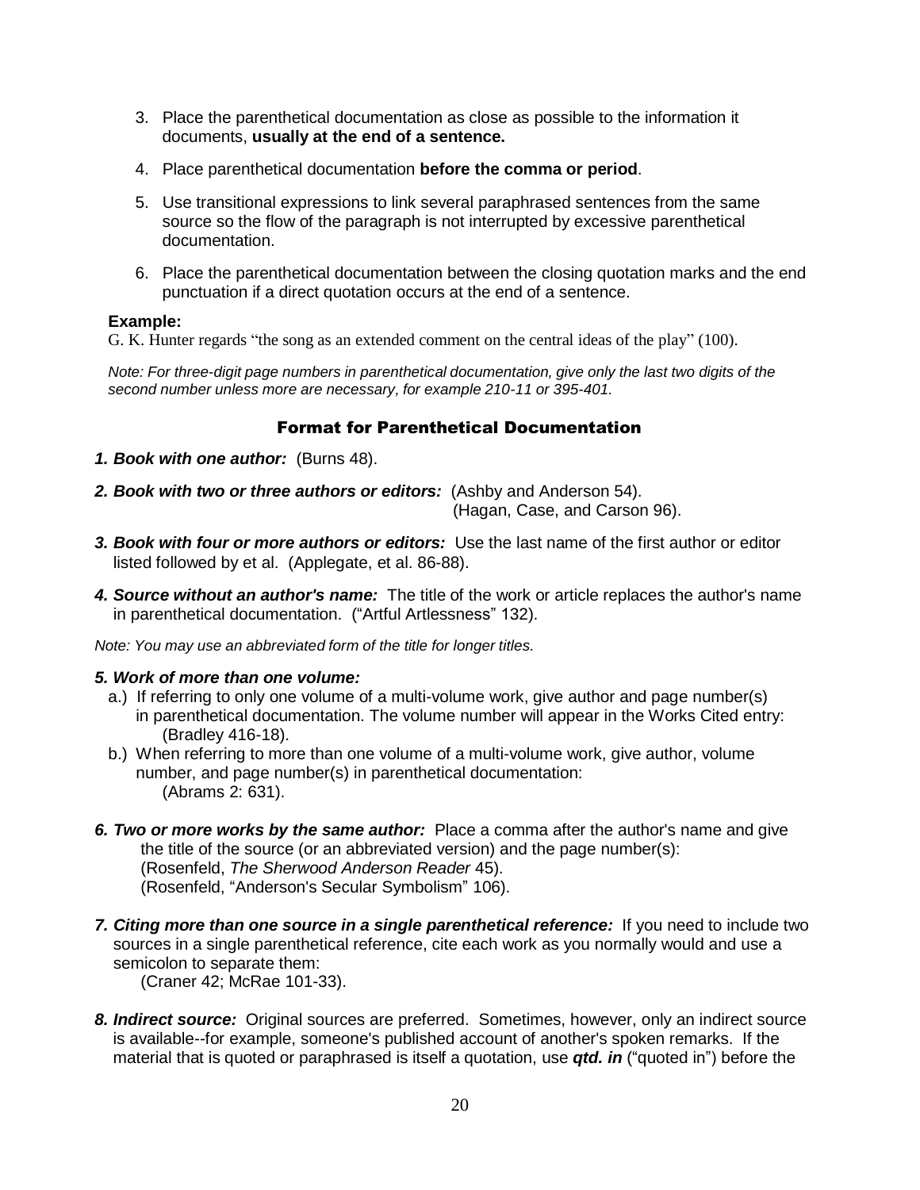3. Place the parenthetical documentation as close as possible to the information it documents, **usually at the end of a sentence.**

4. Place parenthetical documentation **before the comma or period**.

5. Use transitional expressions to link several paraphrased sentences from the same source so the flow of the paragraph is not interrupted by excessive parenthetical documentation.

6. Place the parenthetical documentation between the closing quotation marks and the end punctuation if a direct quotation occurs at the end of a sentence.

**Example:**

G. K. Hunter regards "the song as an extended comment on the central ideas of the play" (100).

*Note: For three-digit page numbers in parenthetical documentation, give only the last two digits of the second number unless more are necessary, for example 210-11 or 395-401.*

## Format for Parenthetical Documentation

***1. Book with one author:*** (Burns 48).

***2. Book with two or three authors or editors:*** (Ashby and Anderson 54).
(Hagan, Case, and Carson 96).

***3. Book with four or more authors or editors:*** Use the last name of the first author or editor listed followed by et al. (Applegate, et al. 86-88).

***4. Source without an author's name:*** The title of the work or article replaces the author's name in parenthetical documentation. ("Artful Artlessness" 132).

*Note: You may use an abbreviated form of the title for longer titles.*

***5. Work of more than one volume:***

a.) If referring to only one volume of a multi-volume work, give author and page number(s) in parenthetical documentation. The volume number will appear in the Works Cited entry:
(Bradley 416-18).

b.) When referring to more than one volume of a multi-volume work, give author, volume number, and page number(s) in parenthetical documentation:
(Abrams 2: 631).

***6. Two or more works by the same author:*** Place a comma after the author's name and give the title of the source (or an abbreviated version) and the page number(s):
(Rosenfeld, *The Sherwood Anderson Reader* 45).
(Rosenfeld, "Anderson's Secular Symbolism" 106).

***7. Citing more than one source in a single parenthetical reference:*** If you need to include two sources in a single parenthetical reference, cite each work as you normally would and use a semicolon to separate them:
(Craner 42; McRae 101-33).

***8. Indirect source:*** Original sources are preferred. Sometimes, however, only an indirect source is available--for example, someone's published account of another's spoken remarks. If the material that is quoted or paraphrased is itself a quotation, use ***qtd. in*** ("quoted in") before the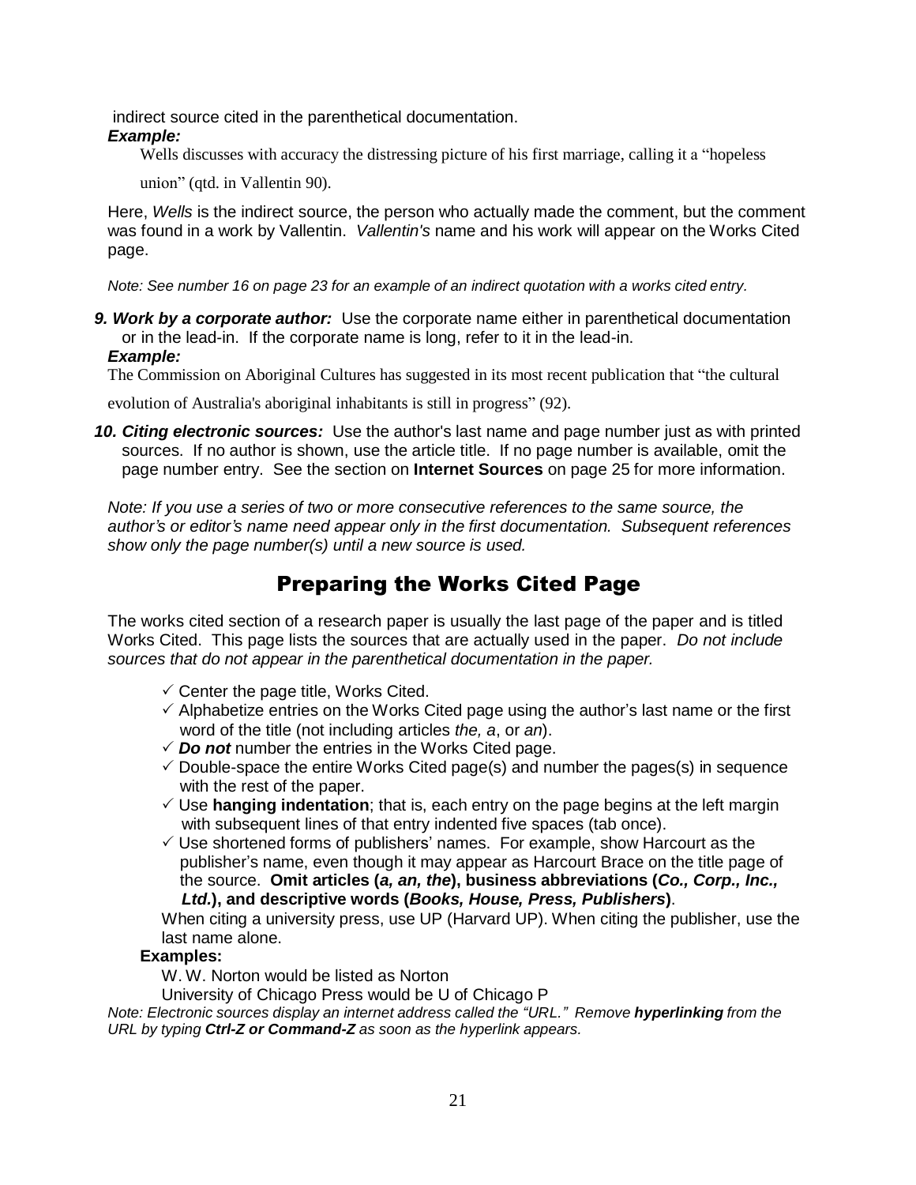indirect source cited in the parenthetical documentation.

***Example:***

Wells discusses with accuracy the distressing picture of his first marriage, calling it a "hopeless union" (qtd. in Vallentin 90).

Here, *Wells* is the indirect source, the person who actually made the comment, but the comment was found in a work by Vallentin. *Vallentin's* name and his work will appear on the Works Cited page.

*Note: See number 16 on page 23 for an example of an indirect quotation with a works cited entry.*

***9. Work by a corporate author:*** Use the corporate name either in parenthetical documentation or in the lead-in. If the corporate name is long, refer to it in the lead-in.

***Example:***

The Commission on Aboriginal Cultures has suggested in its most recent publication that "the cultural evolution of Australia's aboriginal inhabitants is still in progress" (92).

***10. Citing electronic sources:*** Use the author's last name and page number just as with printed sources. If no author is shown, use the article title. If no page number is available, omit the page number entry. See the section on **Internet Sources** on page 25 for more information.

*Note: If you use a series of two or more consecutive references to the same source, the author's or editor's name need appear only in the first documentation. Subsequent references show only the page number(s) until a new source is used.*

## Preparing the Works Cited Page

The works cited section of a research paper is usually the last page of the paper and is titled Works Cited. This page lists the sources that are actually used in the paper. *Do not include sources that do not appear in the parenthetical documentation in the paper.*

- ✓ Center the page title, Works Cited.
- ✓ Alphabetize entries on the Works Cited page using the author's last name or the first word of the title (not including articles *the, a*, or *an*).
- ✓ ***Do not*** number the entries in the Works Cited page.
- ✓ Double-space the entire Works Cited page(s) and number the pages(s) in sequence with the rest of the paper.
- ✓ Use **hanging indentation**; that is, each entry on the page begins at the left margin with subsequent lines of that entry indented five spaces (tab once).
- ✓ Use shortened forms of publishers' names. For example, show Harcourt as the publisher's name, even though it may appear as Harcourt Brace on the title page of the source. **Omit articles (*a, an, the*), business abbreviations (*Co., Corp., Inc., Ltd.*), and descriptive words (*Books, House, Press, Publishers*)**.

When citing a university press, use UP (Harvard UP). When citing the publisher, use the last name alone.

**Examples:**

W. W. Norton would be listed as Norton

University of Chicago Press would be U of Chicago P

*Note: Electronic sources display an internet address called the "URL." Remove **hyperlinking** from the URL by typing **Ctrl-Z or Command-Z** as soon as the hyperlink appears.*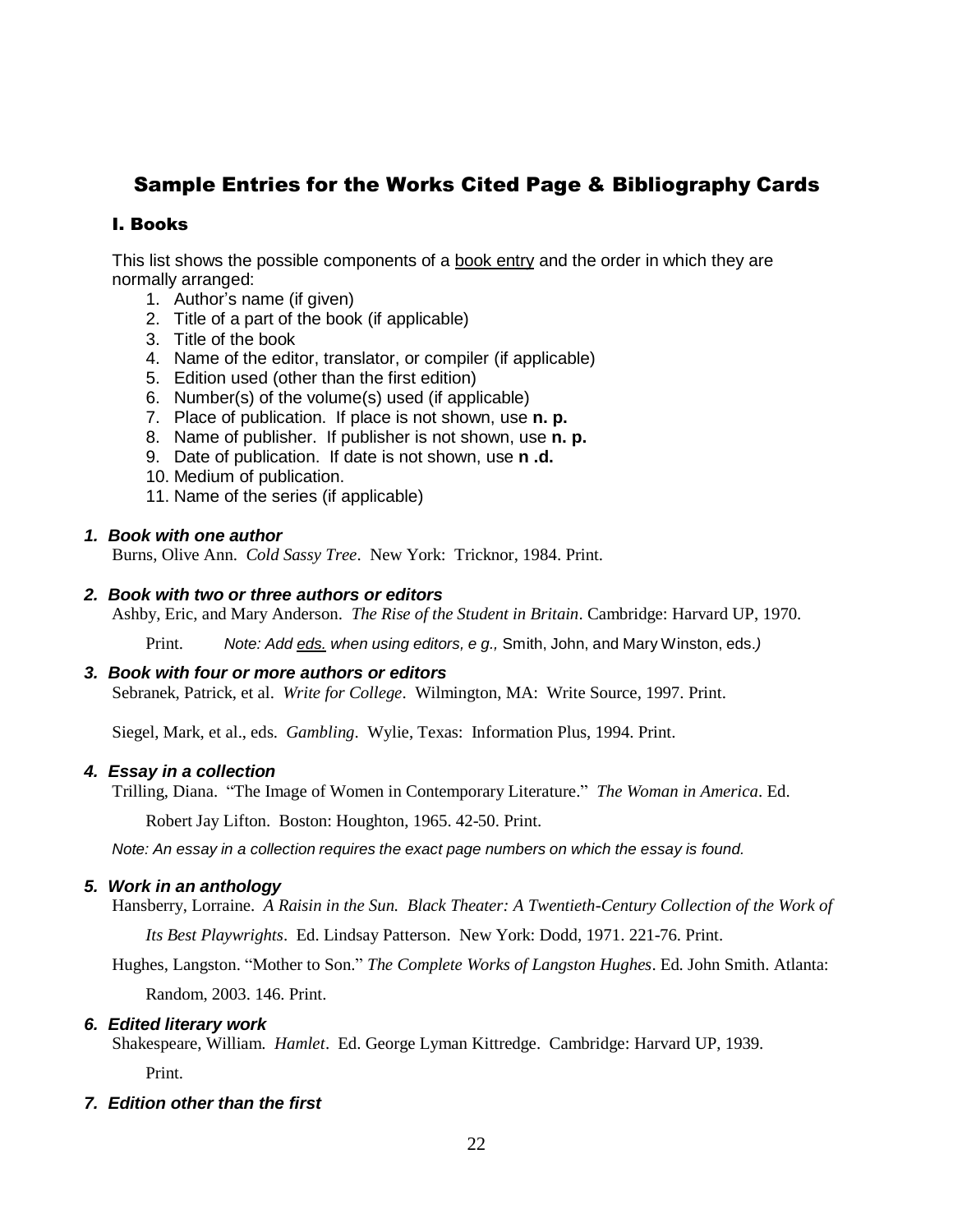# Sample Entries for the Works Cited Page & Bibliography Cards

## I. Books

This list shows the possible components of a <u>book entry</u> and the order in which they are normally arranged:

1. Author's name (if given)
2. Title of a part of the book (if applicable)
3. Title of the book
4. Name of the editor, translator, or compiler (if applicable)
5. Edition used (other than the first edition)
6. Number(s) of the volume(s) used (if applicable)
7. Place of publication. If place is not shown, use **n. p.**
8. Name of publisher. If publisher is not shown, use **n. p.**
9. Date of publication. If date is not shown, use **n .d.**
10. Medium of publication.
11. Name of the series (if applicable)

***1. Book with one author***

Burns, Olive Ann. *Cold Sassy Tree*. New York: Tricknor, 1984. Print.

***2. Book with two or three authors or editors***

Ashby, Eric, and Mary Anderson. *The Rise of the Student in Britain*. Cambridge: Harvard UP, 1970. Print. *Note: Add <u>eds.</u> when using editors, e g.,* Smith, John, and Mary Winston, eds.*)*

***3. Book with four or more authors or editors***

Sebranek, Patrick, et al. *Write for College*. Wilmington, MA: Write Source, 1997. Print.

Siegel, Mark, et al., eds. *Gambling*. Wylie, Texas: Information Plus, 1994. Print.

***4. Essay in a collection***

Trilling, Diana. "The Image of Women in Contemporary Literature." *The Woman in America*. Ed. Robert Jay Lifton. Boston: Houghton, 1965. 42-50. Print.

*Note: An essay in a collection requires the exact page numbers on which the essay is found.*

***5. Work in an anthology***

Hansberry, Lorraine. *A Raisin in the Sun. Black Theater: A Twentieth-Century Collection of the Work of Its Best Playwrights*. Ed. Lindsay Patterson. New York: Dodd, 1971. 221-76. Print.

Hughes, Langston. "Mother to Son." *The Complete Works of Langston Hughes*. Ed. John Smith. Atlanta: Random, 2003. 146. Print.

***6. Edited literary work***

Shakespeare, William. *Hamlet*. Ed. George Lyman Kittredge. Cambridge: Harvard UP, 1939. Print.

***7. Edition other than the first***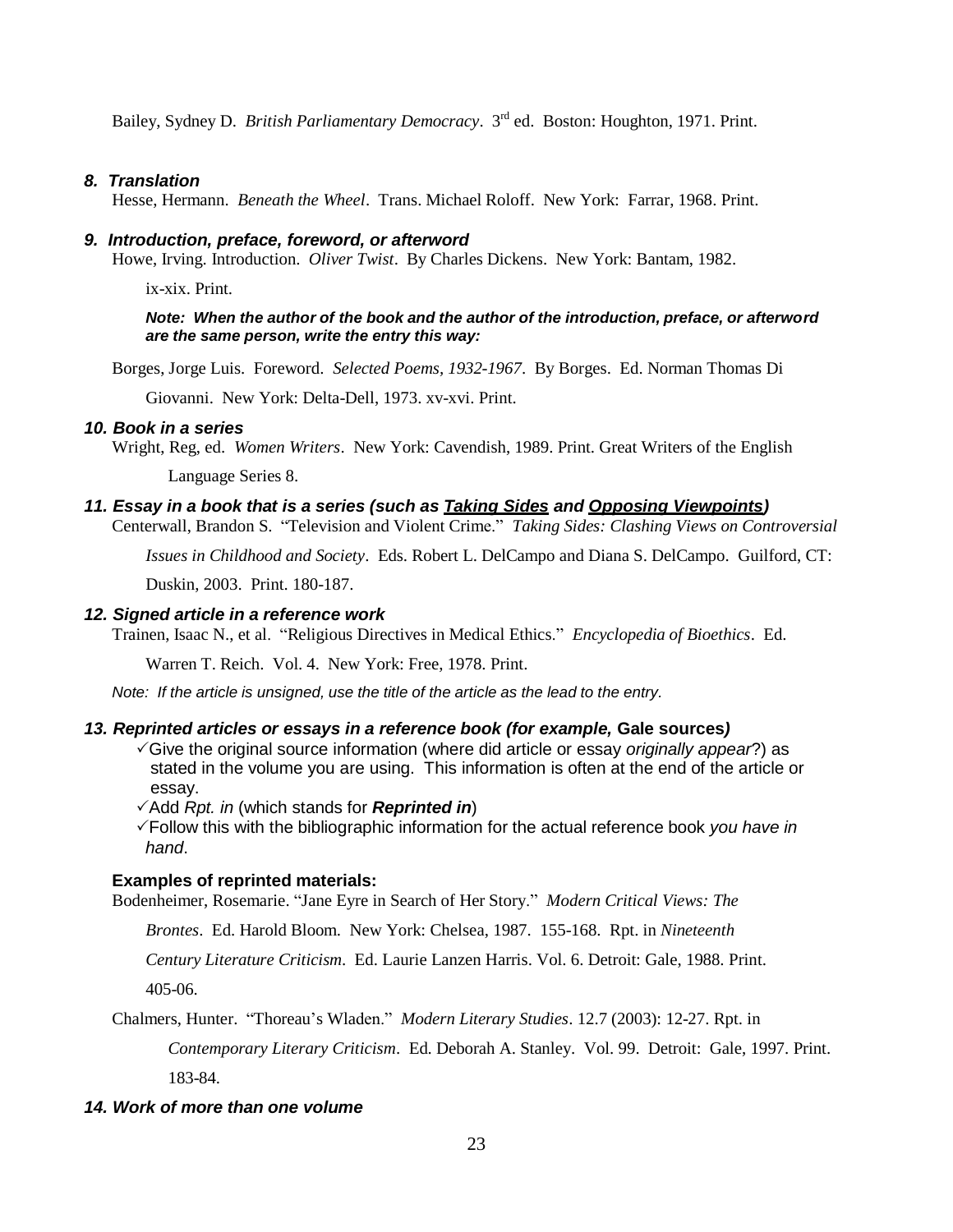Bailey, Sydney D. *British Parliamentary Democracy*. 3rd ed. Boston: Houghton, 1971. Print.

### *8. Translation*

Hesse, Hermann. *Beneath the Wheel*. Trans. Michael Roloff. New York: Farrar, 1968. Print.

### *9. Introduction, preface, foreword, or afterword*

Howe, Irving. Introduction. *Oliver Twist*. By Charles Dickens. New York: Bantam, 1982. ix-xix. Print.

***Note: When the author of the book and the author of the introduction, preface, or afterword are the same person, write the entry this way:***

Borges, Jorge Luis. Foreword. *Selected Poems, 1932-1967*. By Borges. Ed. Norman Thomas Di Giovanni. New York: Delta-Dell, 1973. xv-xvi. Print.

### *10. Book in a series*

Wright, Reg, ed. *Women Writers*. New York: Cavendish, 1989. Print. Great Writers of the English Language Series 8.

### *11. Essay in a book that is a series (such as <u>Taking Sides</u> and <u>Opposing Viewpoints</u>)*

Centerwall, Brandon S. "Television and Violent Crime." *Taking Sides: Clashing Views on Controversial Issues in Childhood and Society*. Eds. Robert L. DelCampo and Diana S. DelCampo. Guilford, CT: Duskin, 2003. Print. 180-187.

### *12. Signed article in a reference work*

Trainen, Isaac N., et al. "Religious Directives in Medical Ethics." *Encyclopedia of Bioethics*. Ed. Warren T. Reich. Vol. 4. New York: Free, 1978. Print.

*Note: If the article is unsigned, use the title of the article as the lead to the entry.*

### *13. Reprinted articles or essays in a reference book (for example,* **Gale sources***)*

- ✓Give the original source information (where did article or essay *originally appear*?) as stated in the volume you are using. This information is often at the end of the article or essay.
- ✓Add *Rpt. in* (which stands for ***Reprinted in***)
- ✓Follow this with the bibliographic information for the actual reference book *you have in hand*.

**Examples of reprinted materials:**

Bodenheimer, Rosemarie. "Jane Eyre in Search of Her Story." *Modern Critical Views: The Brontes*. Ed. Harold Bloom. New York: Chelsea, 1987. 155-168. Rpt. in *Nineteenth Century Literature Criticism*. Ed. Laurie Lanzen Harris. Vol. 6. Detroit: Gale, 1988. Print. 405-06.

Chalmers, Hunter. "Thoreau's Wladen." *Modern Literary Studies*. 12.7 (2003): 12-27. Rpt. in *Contemporary Literary Criticism*. Ed. Deborah A. Stanley. Vol. 99. Detroit: Gale, 1997. Print. 183-84.

### *14. Work of more than one volume*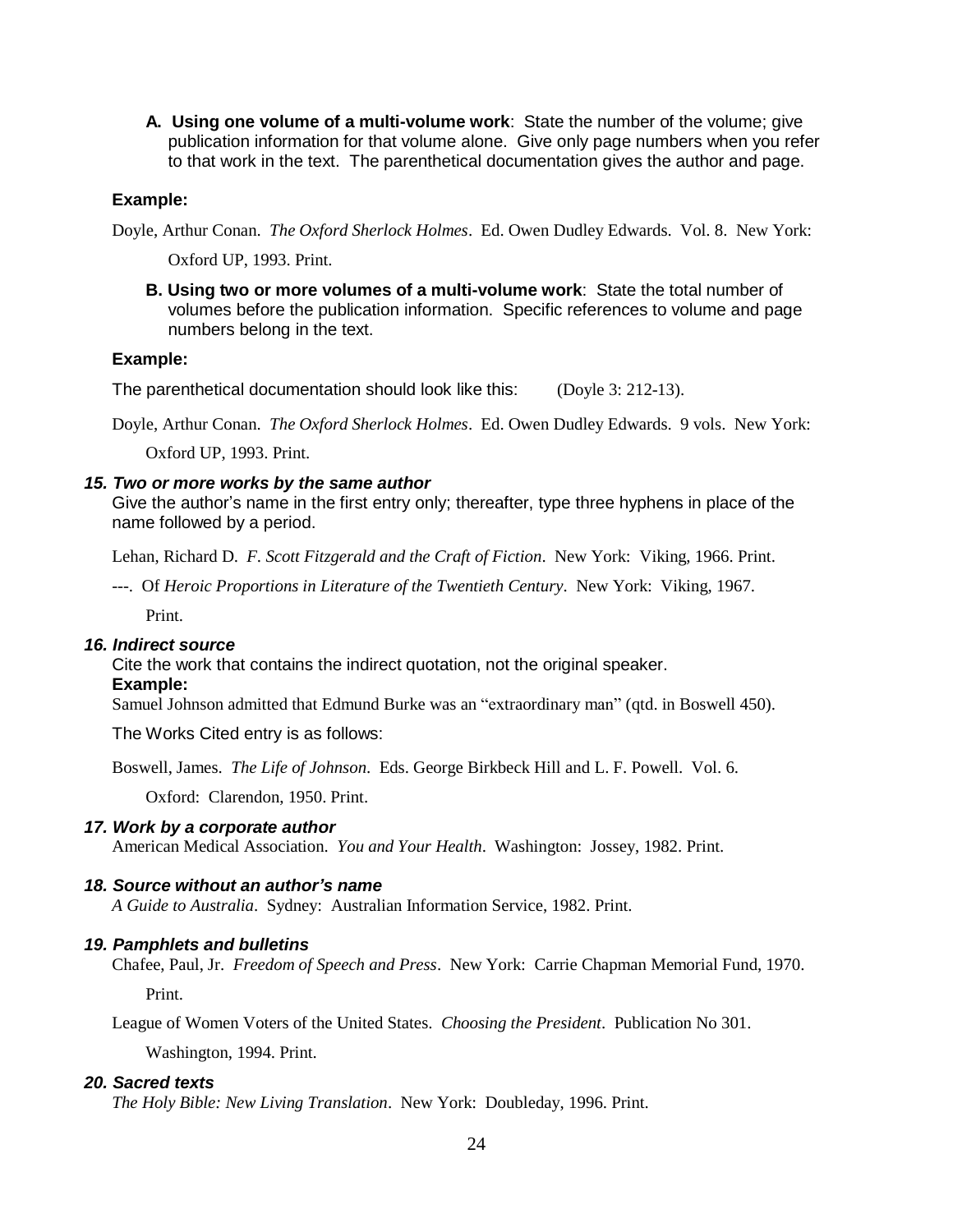**A. Using one volume of a multi-volume work**: State the number of the volume; give publication information for that volume alone. Give only page numbers when you refer to that work in the text. The parenthetical documentation gives the author and page.

**Example:**

Doyle, Arthur Conan. *The Oxford Sherlock Holmes*. Ed. Owen Dudley Edwards. Vol. 8. New York: Oxford UP, 1993. Print.

**B. Using two or more volumes of a multi-volume work**: State the total number of volumes before the publication information. Specific references to volume and page numbers belong in the text.

**Example:**

The parenthetical documentation should look like this: (Doyle 3: 212-13).

Doyle, Arthur Conan. *The Oxford Sherlock Holmes*. Ed. Owen Dudley Edwards. 9 vols. New York: Oxford UP, 1993. Print.

### *15. Two or more works by the same author*

Give the author's name in the first entry only; thereafter, type three hyphens in place of the name followed by a period.

Lehan, Richard D. *F. Scott Fitzgerald and the Craft of Fiction*. New York: Viking, 1966. Print.

---. Of *Heroic Proportions in Literature of the Twentieth Century*. New York: Viking, 1967. Print.

### *16. Indirect source*

Cite the work that contains the indirect quotation, not the original speaker.

**Example:**

Samuel Johnson admitted that Edmund Burke was an "extraordinary man" (qtd. in Boswell 450).

The Works Cited entry is as follows:

Boswell, James. *The Life of Johnson*. Eds. George Birkbeck Hill and L. F. Powell. Vol. 6. Oxford: Clarendon, 1950. Print.

### *17. Work by a corporate author*

American Medical Association. *You and Your Health*. Washington: Jossey, 1982. Print.

### *18. Source without an author's name*

*A Guide to Australia*. Sydney: Australian Information Service, 1982. Print.

### *19. Pamphlets and bulletins*

Chafee, Paul, Jr. *Freedom of Speech and Press*. New York: Carrie Chapman Memorial Fund, 1970. Print.

League of Women Voters of the United States. *Choosing the President*. Publication No 301. Washington, 1994. Print.

### *20. Sacred texts*

*The Holy Bible: New Living Translation*. New York: Doubleday, 1996. Print.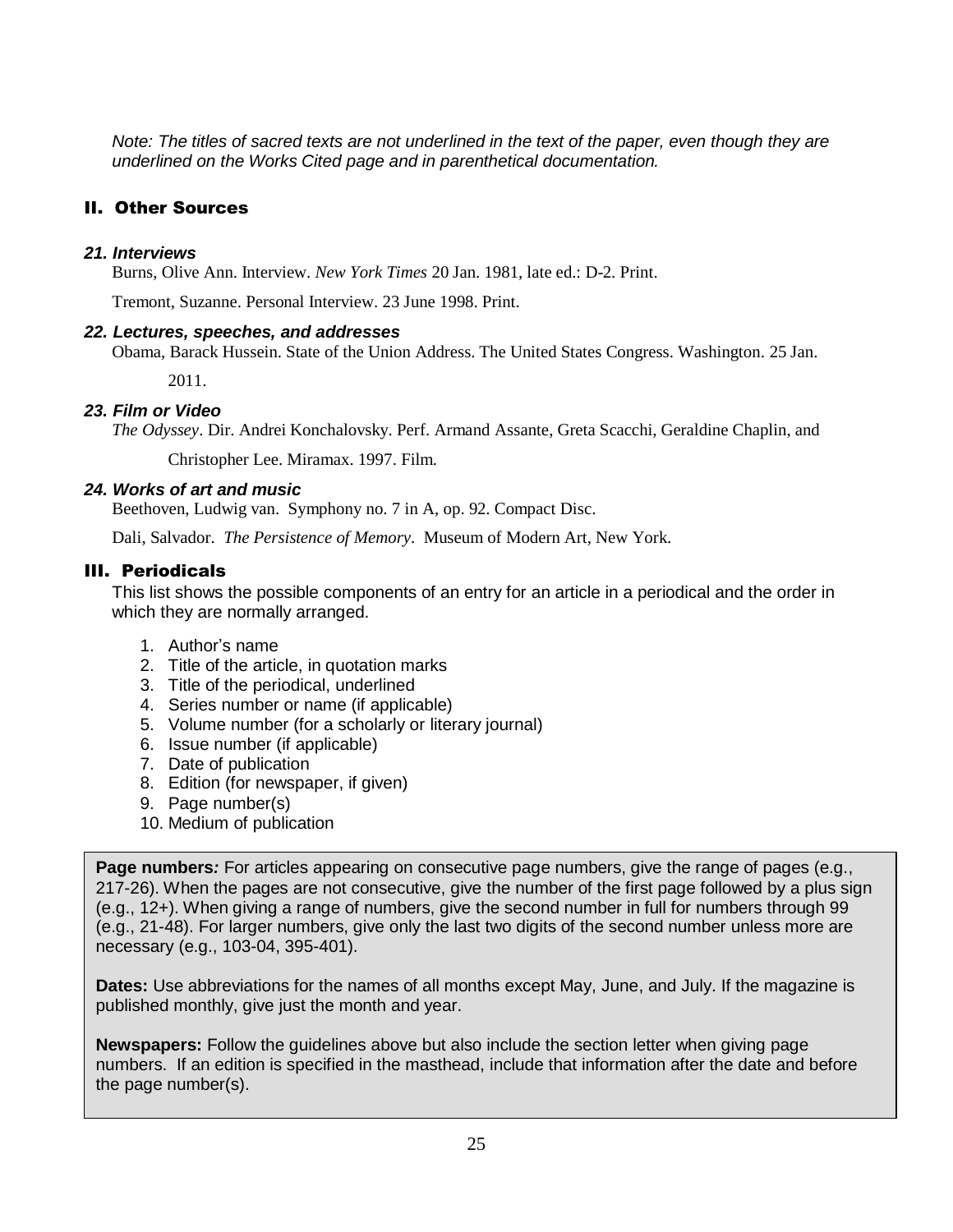*Note: The titles of sacred texts are not underlined in the text of the paper, even though they are underlined on the Works Cited page and in parenthetical documentation.*

## II. Other Sources

### *21. Interviews*

Burns, Olive Ann. Interview. *New York Times* 20 Jan. 1981, late ed.: D-2. Print.

Tremont, Suzanne. Personal Interview. 23 June 1998. Print.

### *22. Lectures, speeches, and addresses*

Obama, Barack Hussein. State of the Union Address. The United States Congress. Washington. 25 Jan. 2011.

### *23. Film or Video*

*The Odyssey*. Dir. Andrei Konchalovsky. Perf. Armand Assante, Greta Scacchi, Geraldine Chaplin, and Christopher Lee. Miramax. 1997. Film.

### *24. Works of art and music*

Beethoven, Ludwig van. Symphony no. 7 in A, op. 92. Compact Disc.

Dali, Salvador. *The Persistence of Memory*. Museum of Modern Art, New York.

## III. Periodicals

This list shows the possible components of an entry for an article in a periodical and the order in which they are normally arranged.

1. Author's name
2. Title of the article, in quotation marks
3. Title of the periodical, underlined
4. Series number or name (if applicable)
5. Volume number (for a scholarly or literary journal)
6. Issue number (if applicable)
7. Date of publication
8. Edition (for newspaper, if given)
9. Page number(s)
10. Medium of publication

**Page numbers*:*** For articles appearing on consecutive page numbers, give the range of pages (e.g., 217-26). When the pages are not consecutive, give the number of the first page followed by a plus sign (e.g., 12+). When giving a range of numbers, give the second number in full for numbers through 99 (e.g., 21-48). For larger numbers, give only the last two digits of the second number unless more are necessary (e.g., 103-04, 395-401).

**Dates:** Use abbreviations for the names of all months except May, June, and July. If the magazine is published monthly, give just the month and year.

**Newspapers:** Follow the guidelines above but also include the section letter when giving page numbers. If an edition is specified in the masthead, include that information after the date and before the page number(s).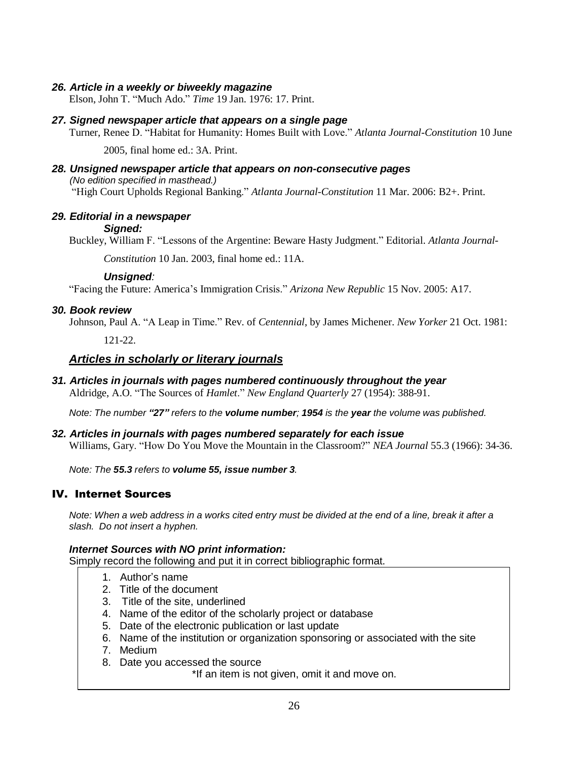### *26. Article in a weekly or biweekly magazine*

Elson, John T. "Much Ado." *Time* 19 Jan. 1976: 17. Print.

### *27. Signed newspaper article that appears on a single page*

Turner, Renee D. "Habitat for Humanity: Homes Built with Love." *Atlanta Journal-Constitution* 10 June 2005, final home ed.: 3A. Print.

### *28. Unsigned newspaper article that appears on non-consecutive pages*

*(No edition specified in masthead.)*

"High Court Upholds Regional Banking." *Atlanta Journal-Constitution* 11 Mar. 2006: B2+. Print.

### *29. Editorial in a newspaper*

***Signed:***

Buckley, William F. "Lessons of the Argentine: Beware Hasty Judgment." Editorial. *Atlanta Journal-Constitution* 10 Jan. 2003, final home ed.: 11A.

***Unsigned**:*

"Facing the Future: America's Immigration Crisis." *Arizona New Republic* 15 Nov. 2005: A17.

### *30. Book review*

Johnson, Paul A. "A Leap in Time." Rev. of *Centennial*, by James Michener. *New Yorker* 21 Oct. 1981: 121-22.

## ***<u>Articles in scholarly or literary journals</u>***

### *31. Articles in journals with pages numbered continuously throughout the year*

Aldridge, A.O. "The Sources of *Hamlet*." *New England Quarterly* 27 (1954): 388-91.

*Note: The number **"27"** refers to the **volume number**; **1954** is the **year** the volume was published.*

### *32. Articles in journals with pages numbered separately for each issue*

Williams, Gary. "How Do You Move the Mountain in the Classroom?" *NEA Journal* 55.3 (1966): 34-36.

*Note: The **55.3** refers to **volume 55, issue number 3**.*

## IV. Internet Sources

*Note: When a web address in a works cited entry must be divided at the end of a line, break it after a slash. Do not insert a hyphen.*

#### *Internet Sources with NO print information:*

Simply record the following and put it in correct bibliographic format.

1. Author's name
2. Title of the document
3. Title of the site, underlined
4. Name of the editor of the scholarly project or database
5. Date of the electronic publication or last update
6. Name of the institution or organization sponsoring or associated with the site
7. Medium
8. Date you accessed the source

\*If an item is not given, omit it and move on.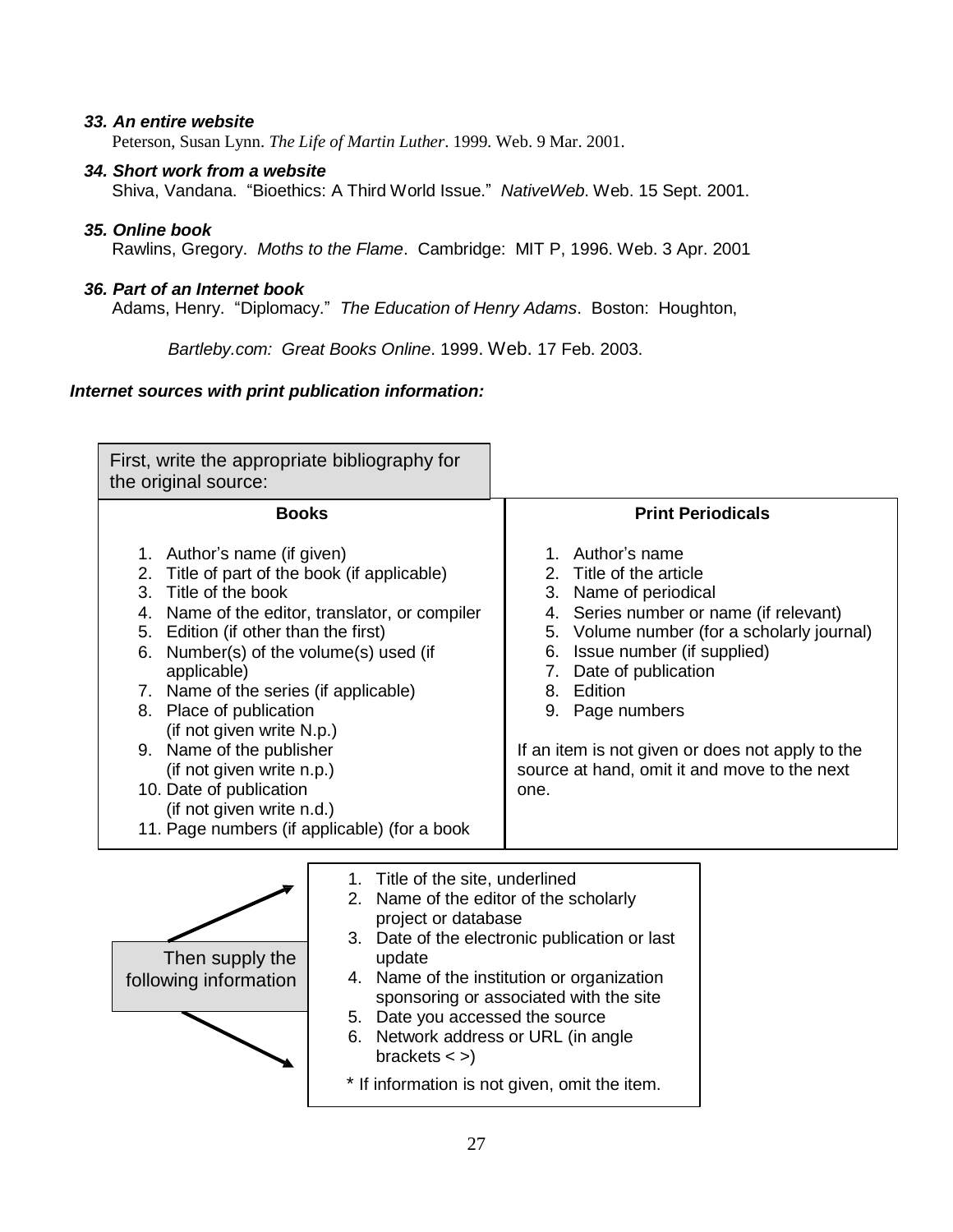***33. An entire website***

Peterson, Susan Lynn. *The Life of Martin Luther*. 1999. Web. 9 Mar. 2001.

***34. Short work from a website***

Shiva, Vandana. "Bioethics: A Third World Issue." *NativeWeb*. Web. 15 Sept. 2001.

***35. Online book***

Rawlins, Gregory. *Moths to the Flame*. Cambridge: MIT P, 1996. Web. 3 Apr. 2001

***36. Part of an Internet book***

Adams, Henry. "Diplomacy." *The Education of Henry Adams*. Boston: Houghton,

*Bartleby.com: Great Books Online*. 1999. Web. 17 Feb. 2003.

***Internet sources with print publication information:***

First, write the appropriate bibliography for the original source:

| Books | Print Periodicals |
|---|---|
| 1. Author's name (if given)<br>2. Title of part of the book (if applicable)<br>3. Title of the book<br>4. Name of the editor, translator, or compiler<br>5. Edition (if other than the first)<br>6. Number(s) of the volume(s) used (if applicable)<br>7. Name of the series (if applicable)<br>8. Place of publication (if not given write N.p.)<br>9. Name of the publisher (if not given write n.p.)<br>10. Date of publication (if not given write n.d.)<br>11. Page numbers (if applicable) (for a book | 1. Author's name<br>2. Title of the article<br>3. Name of periodical<br>4. Series number or name (if relevant)<br>5. Volume number (for a scholarly journal)<br>6. Issue number (if supplied)<br>7. Date of publication<br>8. Edition<br>9. Page numbers<br><br>If an item is not given or does not apply to the source at hand, omit it and move to the next one. |

Then supply the following information

1. Title of the site, underlined
2. Name of the editor of the scholarly project or database
3. Date of the electronic publication or last update
4. Name of the institution or organization sponsoring or associated with the site
5. Date you accessed the source
6. Network address or URL (in angle brackets < >)

\* If information is not given, omit the item.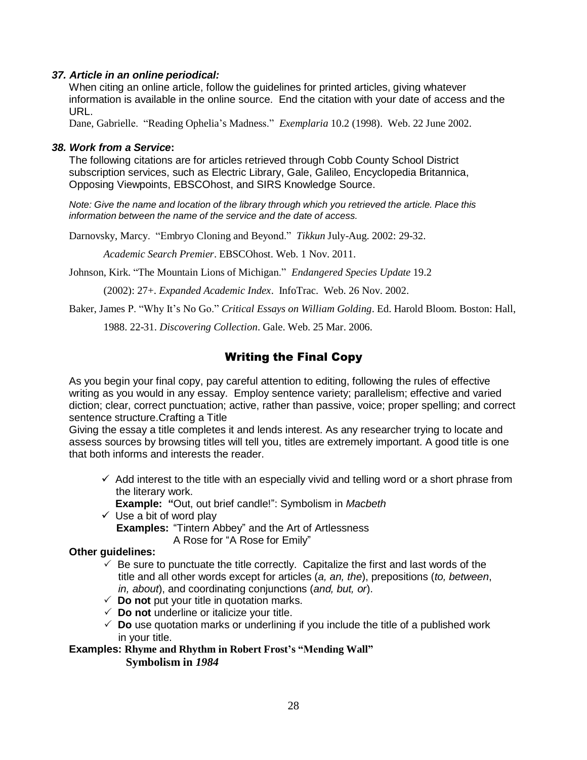### *37. Article in an online periodical:*

When citing an online article, follow the guidelines for printed articles, giving whatever information is available in the online source. End the citation with your date of access and the URL.

Dane, Gabrielle. "Reading Ophelia's Madness." *Exemplaria* 10.2 (1998). Web. 22 June 2002.

### *38. Work from a Service***:**

The following citations are for articles retrieved through Cobb County School District subscription services, such as Electric Library, Gale, Galileo, Encyclopedia Britannica, Opposing Viewpoints, EBSCOhost, and SIRS Knowledge Source.

*Note: Give the name and location of the library through which you retrieved the article. Place this information between the name of the service and the date of access.*

Darnovsky, Marcy. "Embryo Cloning and Beyond." *Tikkun* July-Aug. 2002: 29-32.
*Academic Search Premier*. EBSCOhost. Web. 1 Nov. 2011.

Johnson, Kirk. "The Mountain Lions of Michigan." *Endangered Species Update* 19.2
(2002): 27+. *Expanded Academic Index*. InfoTrac. Web. 26 Nov. 2002.

Baker, James P. "Why It's No Go." *Critical Essays on William Golding*. Ed. Harold Bloom. Boston: Hall,
1988. 22-31. *Discovering Collection*. Gale. Web. 25 Mar. 2006.

## Writing the Final Copy

As you begin your final copy, pay careful attention to editing, following the rules of effective writing as you would in any essay. Employ sentence variety; parallelism; effective and varied diction; clear, correct punctuation; active, rather than passive, voice; proper spelling; and correct sentence structure.Crafting a Title

Giving the essay a title completes it and lends interest. As any researcher trying to locate and assess sources by browsing titles will tell you, titles are extremely important. A good title is one that both informs and interests the reader.

- ✓ Add interest to the title with an especially vivid and telling word or a short phrase from the literary work.
  **Example: "**Out, out brief candle!": Symbolism in *Macbeth*
- ✓ Use a bit of word play
  **Examples:** "Tintern Abbey" and the Art of Artlessness
  A Rose for "A Rose for Emily"

**Other guidelines:**

- ✓ Be sure to punctuate the title correctly. Capitalize the first and last words of the title and all other words except for articles (*a, an, the*), prepositions (*to, between*, *in, about*), and coordinating conjunctions (*and, but, or*).
- ✓ **Do not** put your title in quotation marks.
- ✓ **Do not** underline or italicize your title.
- ✓ **Do** use quotation marks or underlining if you include the title of a published work in your title.

**Examples: Rhyme and Rhythm in Robert Frost's "Mending Wall"**
**Symbolism in *1984***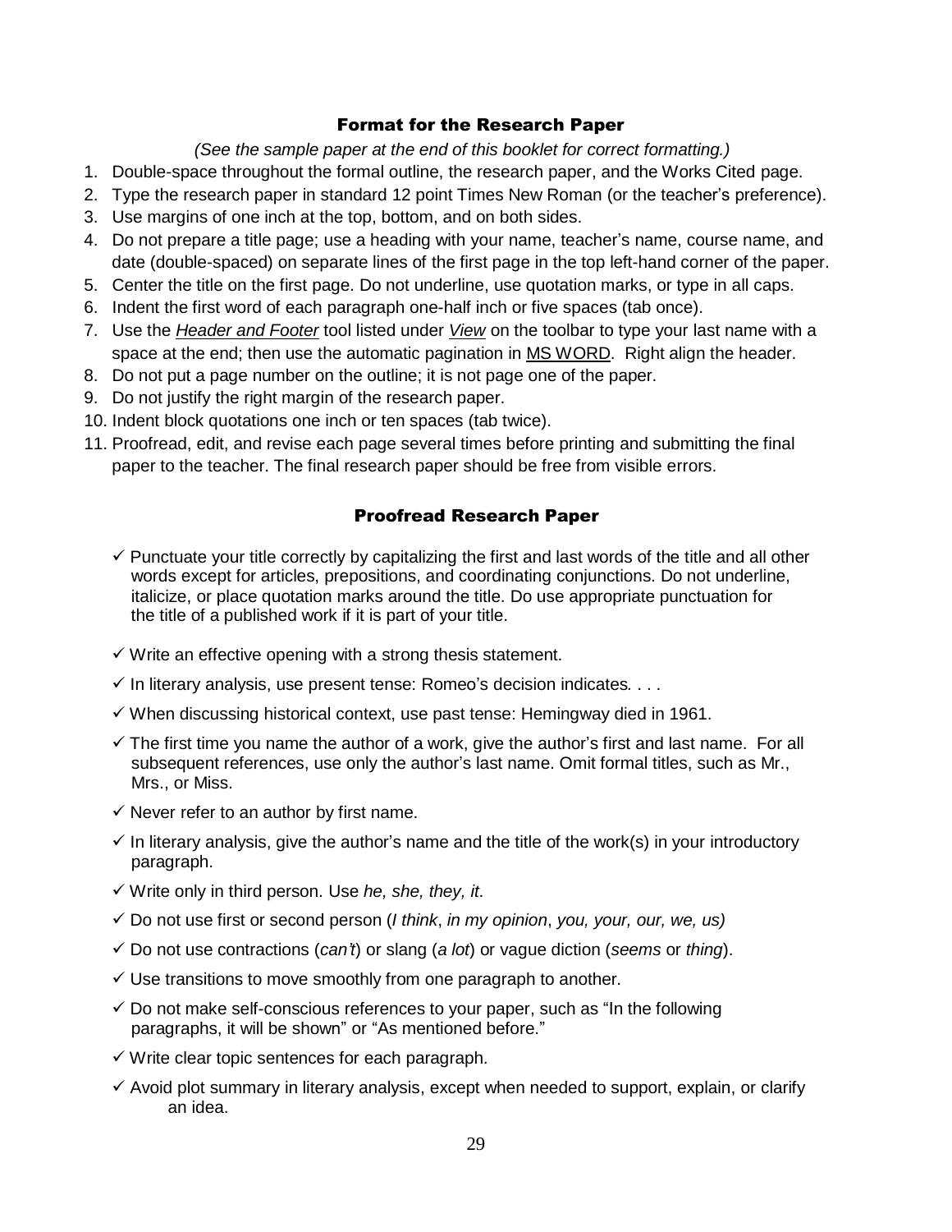## Format for the Research Paper

*(See the sample paper at the end of this booklet for correct formatting.)*

1. Double-space throughout the formal outline, the research paper, and the Works Cited page.
2. Type the research paper in standard 12 point Times New Roman (or the teacher's preference).
3. Use margins of one inch at the top, bottom, and on both sides.
4. Do not prepare a title page; use a heading with your name, teacher's name, course name, and date (double-spaced) on separate lines of the first page in the top left-hand corner of the paper.
5. Center the title on the first page. Do not underline, use quotation marks, or type in all caps.
6. Indent the first word of each paragraph one-half inch or five spaces (tab once).
7. Use the ***Header and Footer*** tool listed under ***View*** on the toolbar to type your last name with a space at the end; then use the automatic pagination in MS WORD. Right align the header.
8. Do not put a page number on the outline; it is not page one of the paper.
9. Do not justify the right margin of the research paper.
10. Indent block quotations one inch or ten spaces (tab twice).
11. Proofread, edit, and revise each page several times before printing and submitting the final paper to the teacher. The final research paper should be free from visible errors.

## Proofread Research Paper

- ✓ Punctuate your title correctly by capitalizing the first and last words of the title and all other words except for articles, prepositions, and coordinating conjunctions. Do not underline, italicize, or place quotation marks around the title. Do use appropriate punctuation for the title of a published work if it is part of your title.
- ✓ Write an effective opening with a strong thesis statement.
- ✓ In literary analysis, use present tense: Romeo's decision indicates*. . . .*
- ✓ When discussing historical context, use past tense: Hemingway died in 1961.
- ✓ The first time you name the author of a work, give the author's first and last name. For all subsequent references, use only the author's last name. Omit formal titles, such as Mr., Mrs., or Miss.
- ✓ Never refer to an author by first name.
- ✓ In literary analysis, give the author's name and the title of the work(s) in your introductory paragraph.
- ✓ Write only in third person. Use *he, she, they, it*.
- ✓ Do not use first or second person (*I think*, *in my opinion*, *you, your, our, we, us)*
- ✓ Do not use contractions (*can't*) or slang (*a lot*) or vague diction (*seems* or *thing*).
- ✓ Use transitions to move smoothly from one paragraph to another.
- ✓ Do not make self-conscious references to your paper, such as "In the following paragraphs, it will be shown" or "As mentioned before."
- ✓ Write clear topic sentences for each paragraph.
- ✓ Avoid plot summary in literary analysis, except when needed to support, explain, or clarify an idea.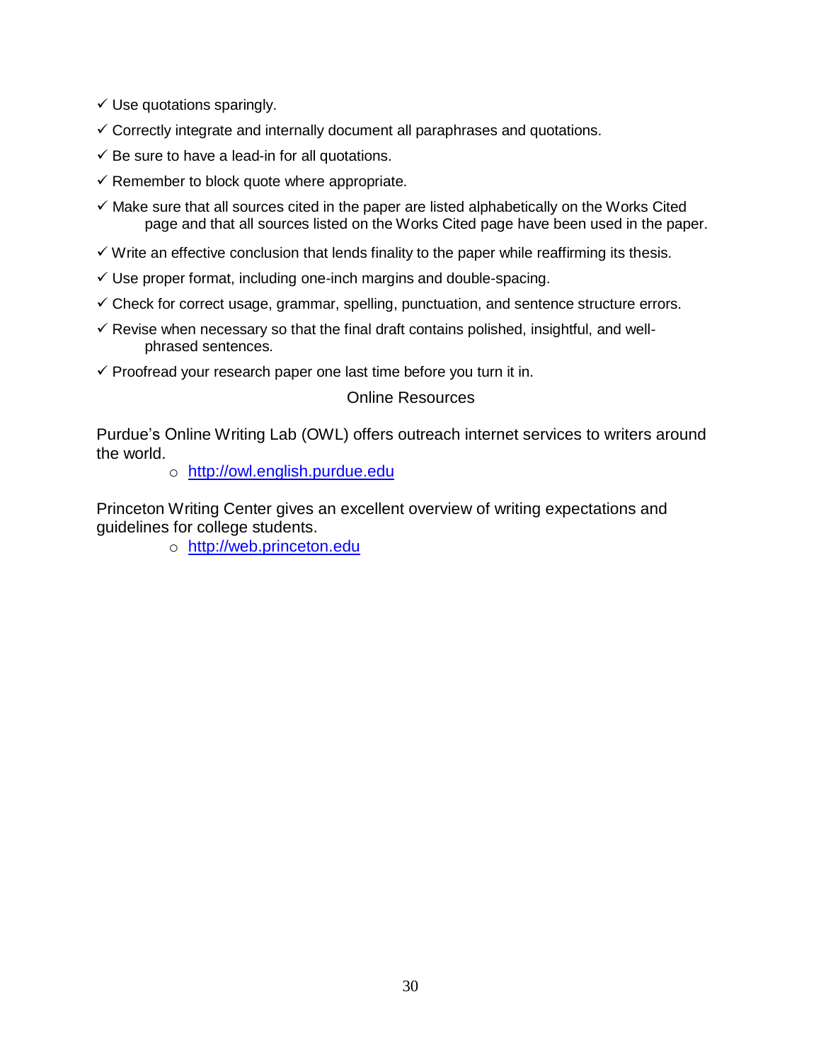- ✓ Use quotations sparingly.
- ✓ Correctly integrate and internally document all paraphrases and quotations.
- ✓ Be sure to have a lead-in for all quotations.
- ✓ Remember to block quote where appropriate.
- ✓ Make sure that all sources cited in the paper are listed alphabetically on the Works Cited page and that all sources listed on the Works Cited page have been used in the paper.
- ✓ Write an effective conclusion that lends finality to the paper while reaffirming its thesis.
- ✓ Use proper format, including one-inch margins and double-spacing.
- ✓ Check for correct usage, grammar, spelling, punctuation, and sentence structure errors.
- ✓ Revise when necessary so that the final draft contains polished, insightful, and well-phrased sentences.
- ✓ Proofread your research paper one last time before you turn it in.

## Online Resources

Purdue's Online Writing Lab (OWL) offers outreach internet services to writers around the world.

- http://owl.english.purdue.edu

Princeton Writing Center gives an excellent overview of writing expectations and guidelines for college students.

- http://web.princeton.edu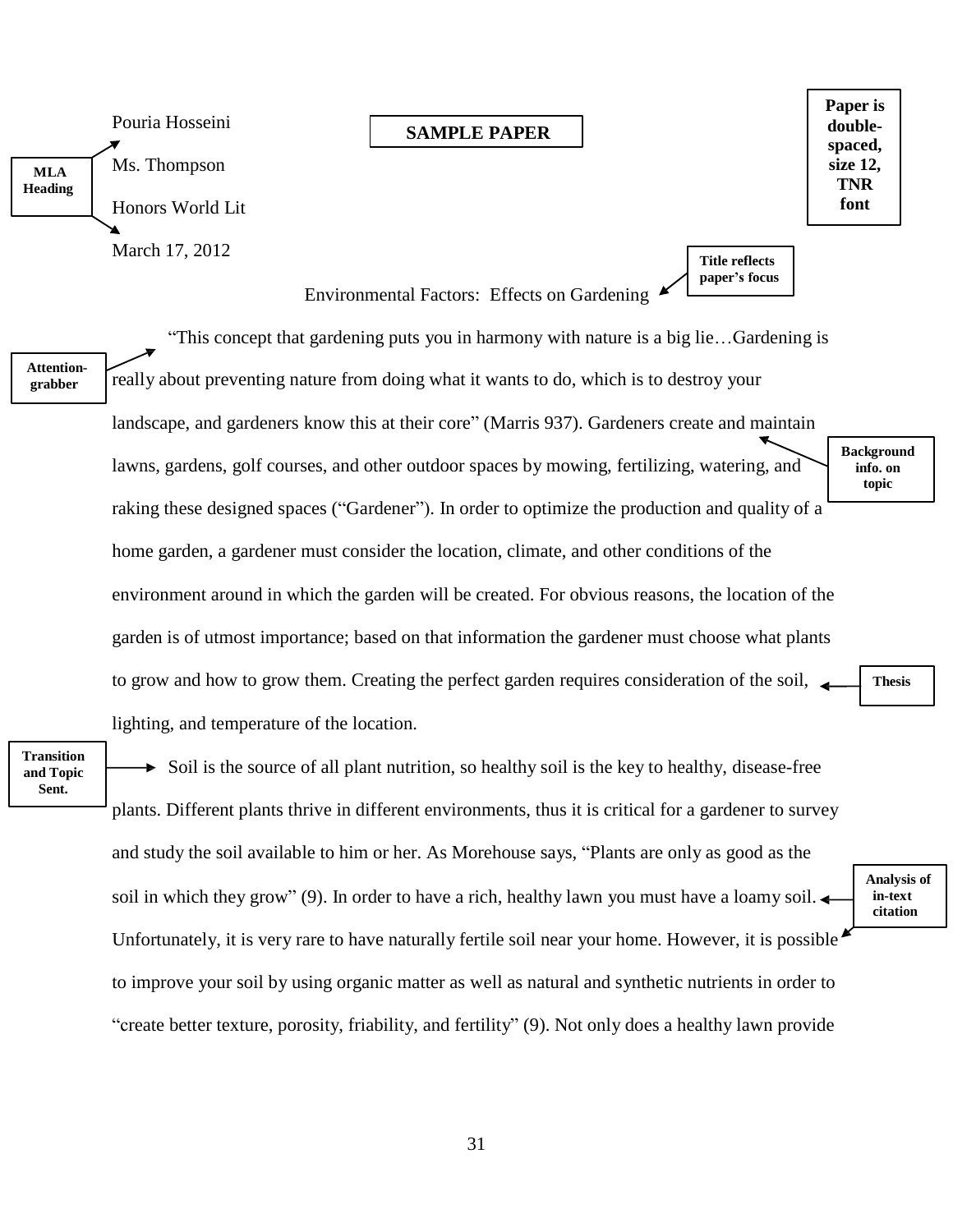**SAMPLE PAPER**

**MLA Heading**

Pouria Hosseini

Ms. Thompson

Honors World Lit

March 17, 2012

**Paper is double-spaced, size 12, TNR font**

Environmental Factors: Effects on Gardening

**Title reflects paper's focus**

**Attention-grabber**

"This concept that gardening puts you in harmony with nature is a big lie…Gardening is really about preventing nature from doing what it wants to do, which is to destroy your landscape, and gardeners know this at their core" (Marris 937). Gardeners create and maintain lawns, gardens, golf courses, and other outdoor spaces by mowing, fertilizing, watering, and raking these designed spaces ("Gardener"). In order to optimize the production and quality of a home garden, a gardener must consider the location, climate, and other conditions of the environment around in which the garden will be created. For obvious reasons, the location of the garden is of utmost importance; based on that information the gardener must choose what plants to grow and how to grow them. Creating the perfect garden requires consideration of the soil, lighting, and temperature of the location.

**Background info. on topic**

**Thesis**

**Transition and Topic Sent.**

Soil is the source of all plant nutrition, so healthy soil is the key to healthy, disease-free plants. Different plants thrive in different environments, thus it is critical for a gardener to survey and study the soil available to him or her. As Morehouse says, "Plants are only as good as the soil in which they grow" (9). In order to have a rich, healthy lawn you must have a loamy soil. Unfortunately, it is very rare to have naturally fertile soil near your home. However, it is possible to improve your soil by using organic matter as well as natural and synthetic nutrients in order to "create better texture, porosity, friability, and fertility" (9). Not only does a healthy lawn provide

**Analysis of in-text citation**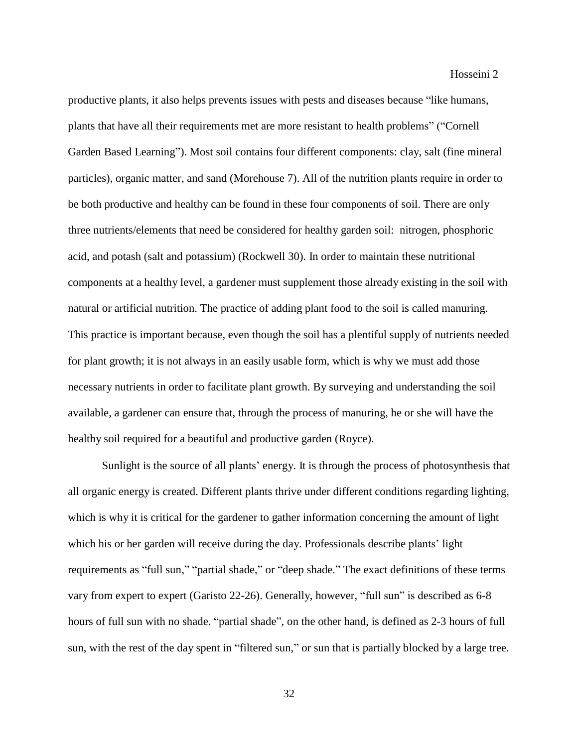productive plants, it also helps prevents issues with pests and diseases because "like humans, plants that have all their requirements met are more resistant to health problems" ("Cornell Garden Based Learning"). Most soil contains four different components: clay, salt (fine mineral particles), organic matter, and sand (Morehouse 7). All of the nutrition plants require in order to be both productive and healthy can be found in these four components of soil. There are only three nutrients/elements that need be considered for healthy garden soil: nitrogen, phosphoric acid, and potash (salt and potassium) (Rockwell 30). In order to maintain these nutritional components at a healthy level, a gardener must supplement those already existing in the soil with natural or artificial nutrition. The practice of adding plant food to the soil is called manuring. This practice is important because, even though the soil has a plentiful supply of nutrients needed for plant growth; it is not always in an easily usable form, which is why we must add those necessary nutrients in order to facilitate plant growth. By surveying and understanding the soil available, a gardener can ensure that, through the process of manuring, he or she will have the healthy soil required for a beautiful and productive garden (Royce).

Sunlight is the source of all plants' energy. It is through the process of photosynthesis that all organic energy is created. Different plants thrive under different conditions regarding lighting, which is why it is critical for the gardener to gather information concerning the amount of light which his or her garden will receive during the day. Professionals describe plants' light requirements as "full sun," "partial shade," or "deep shade." The exact definitions of these terms vary from expert to expert (Garisto 22-26). Generally, however, "full sun" is described as 6-8 hours of full sun with no shade. "partial shade", on the other hand, is defined as 2-3 hours of full sun, with the rest of the day spent in "filtered sun," or sun that is partially blocked by a large tree.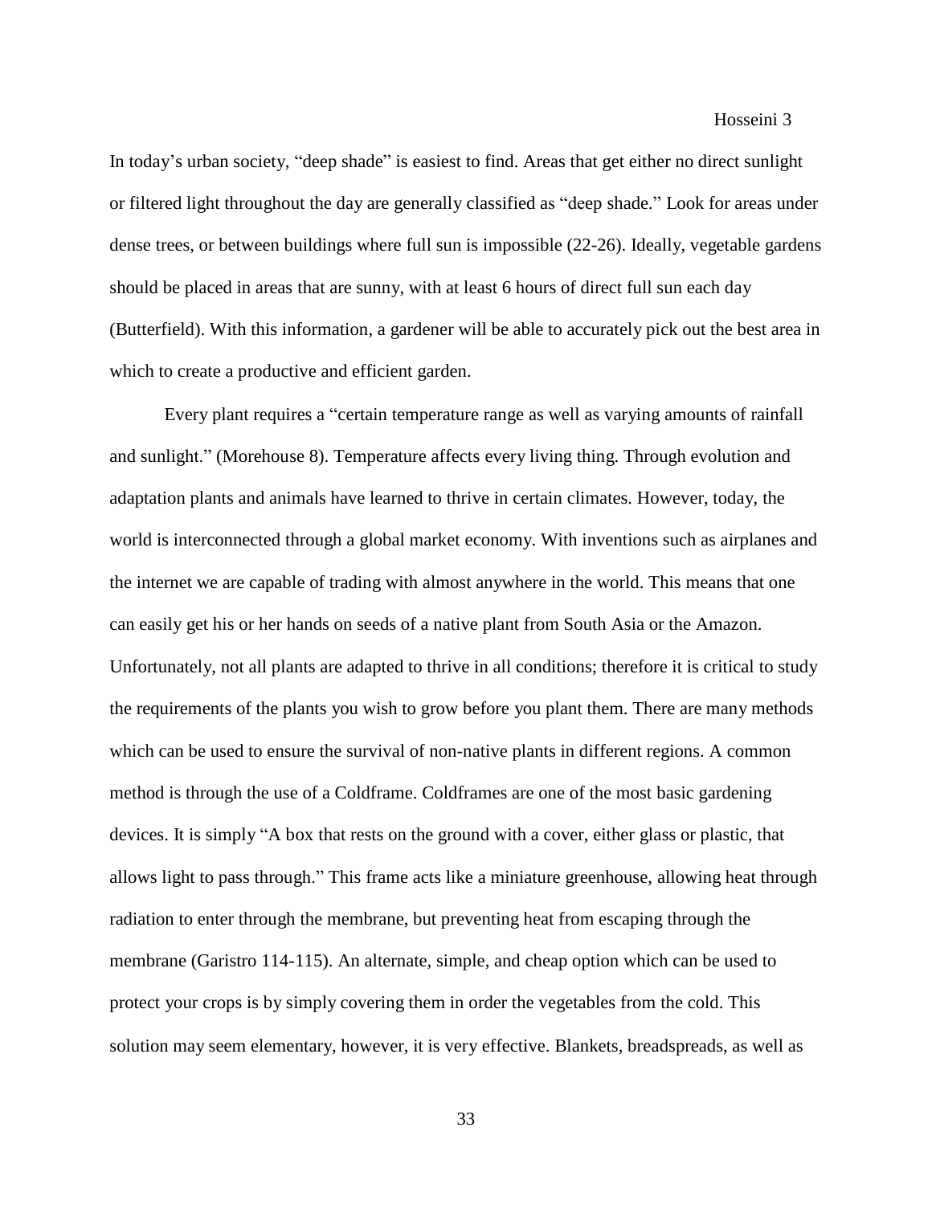In today's urban society, "deep shade" is easiest to find. Areas that get either no direct sunlight or filtered light throughout the day are generally classified as "deep shade." Look for areas under dense trees, or between buildings where full sun is impossible (22-26). Ideally, vegetable gardens should be placed in areas that are sunny, with at least 6 hours of direct full sun each day (Butterfield). With this information, a gardener will be able to accurately pick out the best area in which to create a productive and efficient garden.

Every plant requires a "certain temperature range as well as varying amounts of rainfall and sunlight." (Morehouse 8). Temperature affects every living thing. Through evolution and adaptation plants and animals have learned to thrive in certain climates. However, today, the world is interconnected through a global market economy. With inventions such as airplanes and the internet we are capable of trading with almost anywhere in the world. This means that one can easily get his or her hands on seeds of a native plant from South Asia or the Amazon. Unfortunately, not all plants are adapted to thrive in all conditions; therefore it is critical to study the requirements of the plants you wish to grow before you plant them. There are many methods which can be used to ensure the survival of non-native plants in different regions. A common method is through the use of a Coldframe. Coldframes are one of the most basic gardening devices. It is simply "A box that rests on the ground with a cover, either glass or plastic, that allows light to pass through." This frame acts like a miniature greenhouse, allowing heat through radiation to enter through the membrane, but preventing heat from escaping through the membrane (Garistro 114-115). An alternate, simple, and cheap option which can be used to protect your crops is by simply covering them in order the vegetables from the cold. This solution may seem elementary, however, it is very effective. Blankets, breadspreads, as well as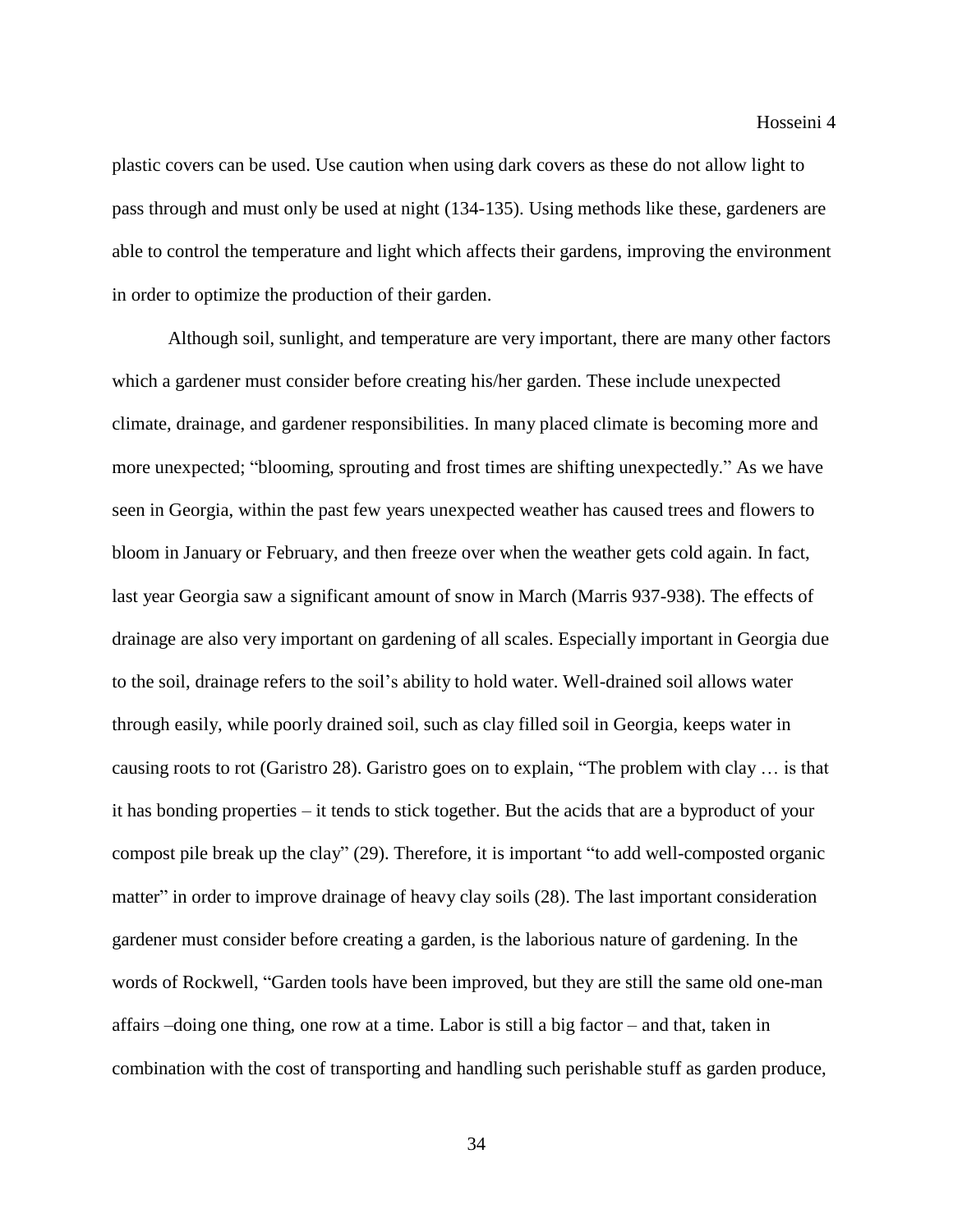plastic covers can be used. Use caution when using dark covers as these do not allow light to pass through and must only be used at night (134-135). Using methods like these, gardeners are able to control the temperature and light which affects their gardens, improving the environment in order to optimize the production of their garden.

Although soil, sunlight, and temperature are very important, there are many other factors which a gardener must consider before creating his/her garden. These include unexpected climate, drainage, and gardener responsibilities. In many placed climate is becoming more and more unexpected; "blooming, sprouting and frost times are shifting unexpectedly." As we have seen in Georgia, within the past few years unexpected weather has caused trees and flowers to bloom in January or February, and then freeze over when the weather gets cold again. In fact, last year Georgia saw a significant amount of snow in March (Marris 937-938). The effects of drainage are also very important on gardening of all scales. Especially important in Georgia due to the soil, drainage refers to the soil's ability to hold water. Well-drained soil allows water through easily, while poorly drained soil, such as clay filled soil in Georgia, keeps water in causing roots to rot (Garistro 28). Garistro goes on to explain, "The problem with clay … is that it has bonding properties – it tends to stick together. But the acids that are a byproduct of your compost pile break up the clay" (29). Therefore, it is important "to add well-composted organic matter" in order to improve drainage of heavy clay soils (28). The last important consideration gardener must consider before creating a garden, is the laborious nature of gardening. In the words of Rockwell, "Garden tools have been improved, but they are still the same old one-man affairs –doing one thing, one row at a time. Labor is still a big factor – and that, taken in combination with the cost of transporting and handling such perishable stuff as garden produce,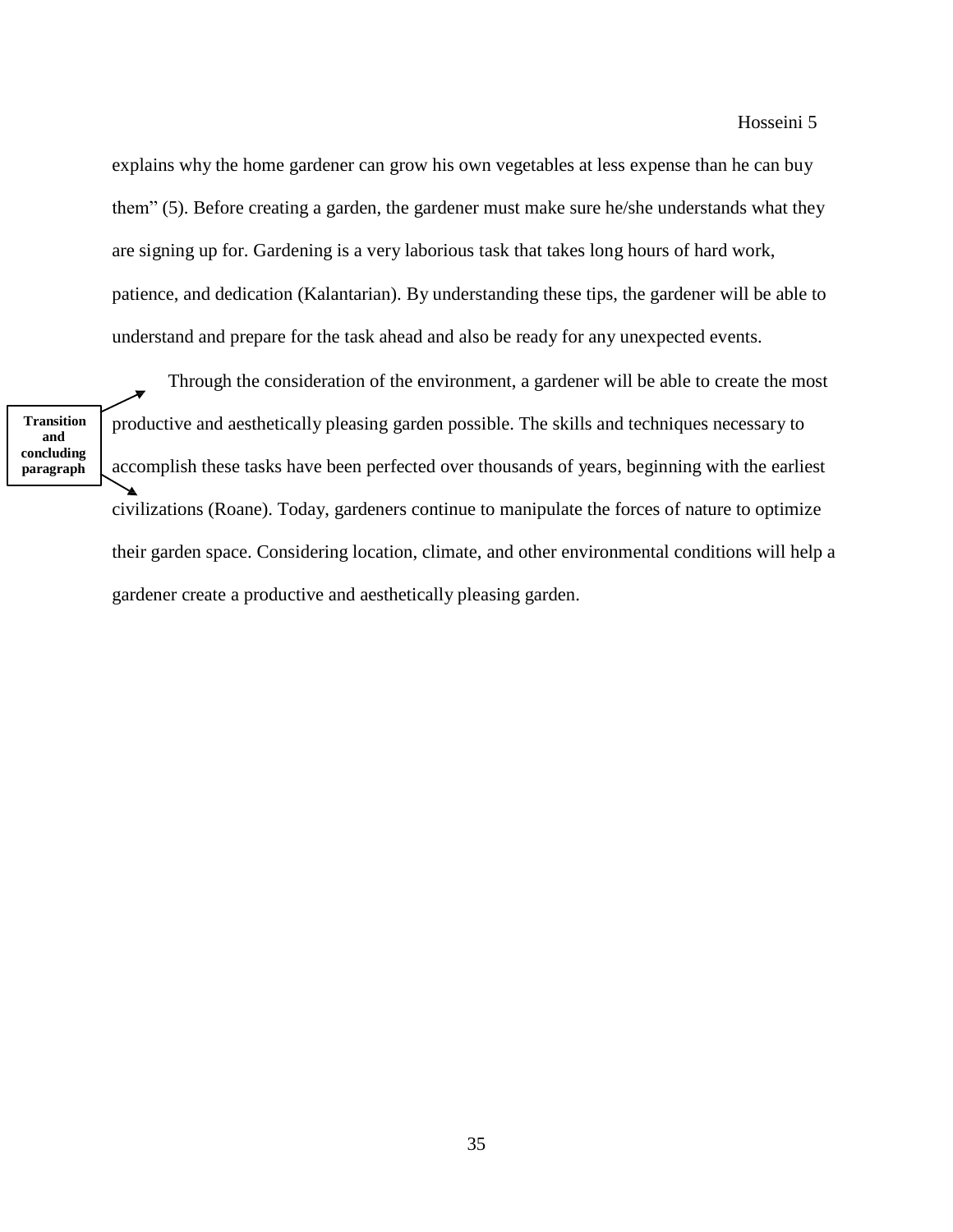explains why the home gardener can grow his own vegetables at less expense than he can buy them" (5). Before creating a garden, the gardener must make sure he/she understands what they are signing up for. Gardening is a very laborious task that takes long hours of hard work, patience, and dedication (Kalantarian). By understanding these tips, the gardener will be able to understand and prepare for the task ahead and also be ready for any unexpected events.

**Transition and concluding paragraph**

Through the consideration of the environment, a gardener will be able to create the most productive and aesthetically pleasing garden possible. The skills and techniques necessary to accomplish these tasks have been perfected over thousands of years, beginning with the earliest civilizations (Roane). Today, gardeners continue to manipulate the forces of nature to optimize their garden space. Considering location, climate, and other environmental conditions will help a gardener create a productive and aesthetically pleasing garden.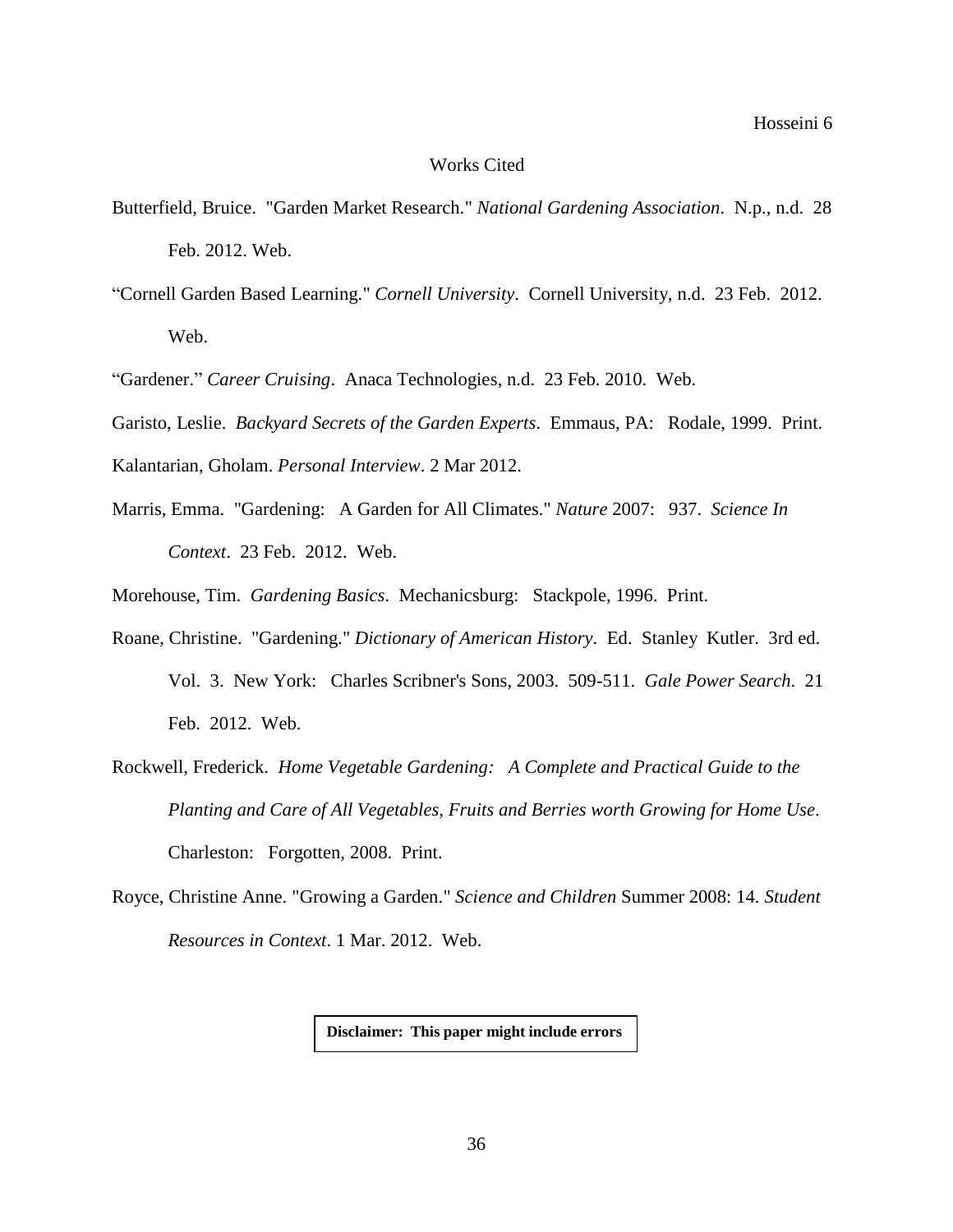# Works Cited

Butterfield, Bruice. "Garden Market Research." *National Gardening Association*. N.p., n.d. 28 Feb. 2012. Web.

"Cornell Garden Based Learning." *Cornell University*. Cornell University, n.d. 23 Feb. 2012. Web.

"Gardener." *Career Cruising*. Anaca Technologies, n.d. 23 Feb. 2010. Web.

Garisto, Leslie. *Backyard Secrets of the Garden Experts*. Emmaus, PA: Rodale, 1999. Print.

Kalantarian, Gholam. *Personal Interview*. 2 Mar 2012.

Marris, Emma. "Gardening: A Garden for All Climates." *Nature* 2007: 937. *Science In Context*. 23 Feb. 2012. Web.

Morehouse, Tim. *Gardening Basics*. Mechanicsburg: Stackpole, 1996. Print.

Roane, Christine. "Gardening." *Dictionary of American History*. Ed. Stanley Kutler. 3rd ed. Vol. 3. New York: Charles Scribner's Sons, 2003. 509-511. *Gale Power Search*. 21 Feb. 2012. Web.

Rockwell, Frederick. *Home Vegetable Gardening: A Complete and Practical Guide to the Planting and Care of All Vegetables, Fruits and Berries worth Growing for Home Use*. Charleston: Forgotten, 2008. Print.

Royce, Christine Anne. "Growing a Garden." *Science and Children* Summer 2008: 14. *Student Resources in Context*. 1 Mar. 2012. Web.

**Disclaimer: This paper might include errors**